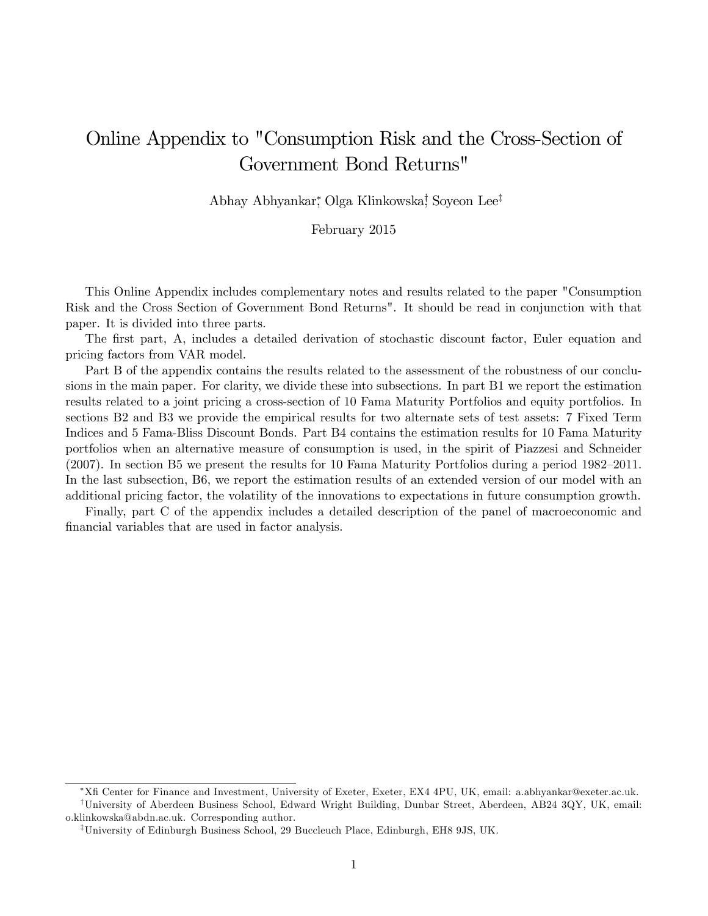# Online Appendix to "Consumption Risk and the Cross-Section of Government Bond Returns"

Abhay Abhyankar[*], Olga Klinkowska[†], Soyeon Lee[‡]

February 2015

This Online Appendix includes complementary notes and results related to the paper "Consumption Risk and the Cross Section of Government Bond Returns". It should be read in conjunction with that paper. It is divided into three parts.

The first part, A, includes a detailed derivation of stochastic discount factor, Euler equation and pricing factors from VAR model.

Part B of the appendix contains the results related to the assessment of the robustness of our conclusions in the main paper. For clarity, we divide these into subsections. In part B1 we report the estimation results related to a joint pricing a cross-section of 10 Fama Maturity Portfolios and equity portfolios. In sections B2 and B3 we provide the empirical results for two alternate sets of test assets: 7 Fixed Term Indices and 5 Fama-Bliss Discount Bonds. Part B4 contains the estimation results for 10 Fama Maturity portfolios when an alternative measure of consumption is used, in the spirit of Piazzesi and Schneider (2007). In section B5 we present the results for 10 Fama Maturity Portfolios during a period 1982–2011. In the last subsection, B6, we report the estimation results of an extended version of our model with an additional pricing factor, the volatility of the innovations to expectations in future consumption growth.

Finally, part C of the appendix includes a detailed description of the panel of macroeconomic and financial variables that are used in factor analysis.

---

[*] Xfi Center for Finance and Investment, University of Exeter, Exeter, EX4 4PU, UK, email: a.abhyankar@exeter.ac.uk.

[†] University of Aberdeen Business School, Edward Wright Building, Dunbar Street, Aberdeen, AB24 3QY, UK, email: o.klinkowska@abdn.ac.uk. Corresponding author.

[‡] University of Edinburgh Business School, 29 Buccleuch Place, Edinburgh, EH8 9JS, UK.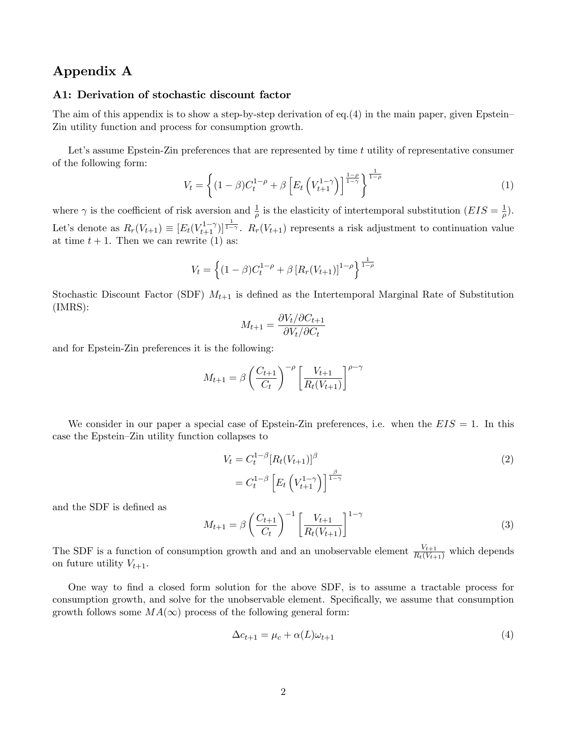# Appendix A

## A1: Derivation of stochastic discount factor

The aim of this appendix is to show a step-by-step derivation of eq.(4) in the main paper, given Epstein–Zin utility function and process for consumption growth.

Let's assume Epstein-Zin preferences that are represented by time $t$ utility of representative consumer of the following form:

$$V_t = \left\{ (1-\beta) C_t^{1-\rho} + \beta \left[ E_t \left( V_{t+1}^{1-\gamma} \right) \right]^{\frac{1-\rho}{1-\gamma}} \right\}^{\frac{1}{1-\rho}} \tag{1}$$

where $\gamma$ is the coefficient of risk aversion and $\frac{1}{\rho}$ is the elasticity of intertemporal substitution ($EIS = \frac{1}{\rho}$). Let's denote as $R_r(V_{t+1}) \equiv [E_t(V_{t+1}^{1-\gamma})]^{\frac{1}{1-\gamma}}$. $R_r(V_{t+1})$ represents a risk adjustment to continuation value at time $t+1$. Then we can rewrite (1) as:

$$V_t = \left\{ (1-\beta) C_t^{1-\rho} + \beta \left[ R_r(V_{t+1}) \right]^{1-\rho} \right\}^{\frac{1}{1-\rho}}$$

Stochastic Discount Factor (SDF) $M_{t+1}$ is defined as the Intertemporal Marginal Rate of Substitution (IMRS):

$$M_{t+1} = \frac{\partial V_t / \partial C_{t+1}}{\partial V_t / \partial C_t}$$

and for Epstein-Zin preferences it is the following:

$$M_{t+1} = \beta \left( \frac{C_{t+1}}{C_t} \right)^{-\rho} \left[ \frac{V_{t+1}}{R_t(V_{t+1})} \right]^{\rho-\gamma}$$

We consider in our paper a special case of Epstein-Zin preferences, i.e. when the $EIS = 1$. In this case the Epstein–Zin utility function collapses to

$$\begin{aligned} V_t &= C_t^{1-\beta} [R_t(V_{t+1})]^{\beta} \\ &= C_t^{1-\beta} \left[ E_t \left( V_{t+1}^{1-\gamma} \right) \right]^{\frac{\beta}{1-\gamma}} \end{aligned} \tag{2}$$

and the SDF is defined as

$$M_{t+1} = \beta \left( \frac{C_{t+1}}{C_t} \right)^{-1} \left[ \frac{V_{t+1}}{R_t(V_{t+1})} \right]^{1-\gamma} \tag{3}$$

The SDF is a function of consumption growth and and an unobservable element $\frac{V_{t+1}}{R_t(V_{t+1})}$ which depends on future utility $V_{t+1}$.

One way to find a closed form solution for the above SDF, is to assume a tractable process for consumption growth, and solve for the unobservable element. Specifically, we assume that consumption growth follows some $MA(\infty)$ process of the following general form:

$$\Delta c_{t+1} = \mu_c + \alpha(L) \omega_{t+1} \tag{4}$$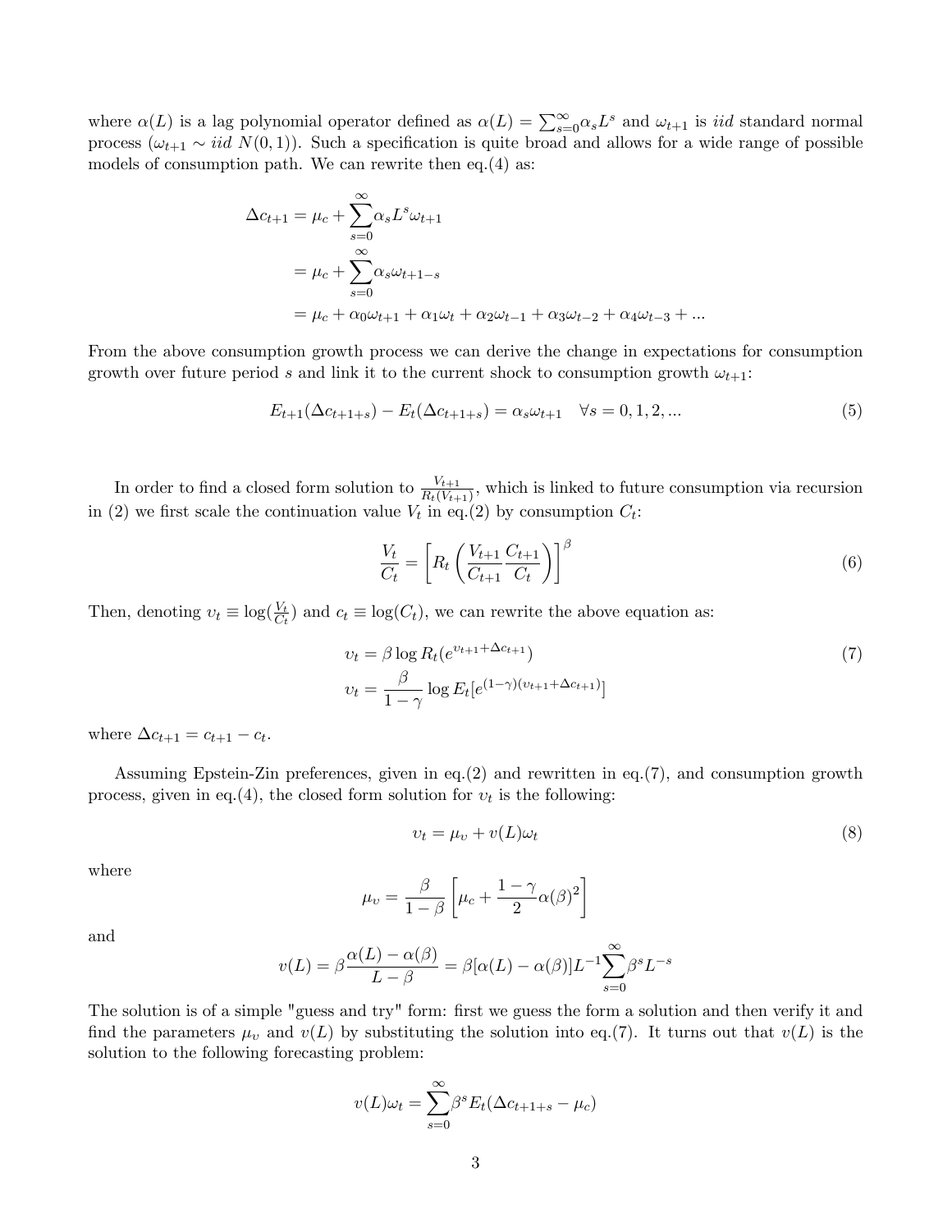where $\alpha(L)$ is a lag polynomial operator defined as $\alpha(L) = \sum_{s=0}^{\infty}\alpha_s L^s$ and $\omega_{t+1}$ is *iid* standard normal process ($\omega_{t+1} \sim iid\ N(0,1)$). Such a specification is quite broad and allows for a wide range of possible models of consumption path. We can rewrite then eq.(4) as:

$$
\begin{aligned}
\Delta c_{t+1} &= \mu_c + \sum_{s=0}^{\infty}\alpha_s L^s \omega_{t+1} \\
&= \mu_c + \sum_{s=0}^{\infty}\alpha_s \omega_{t+1-s} \\
&= \mu_c + \alpha_0\omega_{t+1} + \alpha_1\omega_t + \alpha_2\omega_{t-1} + \alpha_3\omega_{t-2} + \alpha_4\omega_{t-3} + ...
\end{aligned}
$$

From the above consumption growth process we can derive the change in expectations for consumption growth over future period $s$ and link it to the current shock to consumption growth $\omega_{t+1}$:

$$
E_{t+1}(\Delta c_{t+1+s}) - E_t(\Delta c_{t+1+s}) = \alpha_s \omega_{t+1} \quad \forall s = 0, 1, 2, ... \tag{5}
$$

In order to find a closed form solution to $\frac{V_{t+1}}{R_t(V_{t+1})}$, which is linked to future consumption via recursion in (2) we first scale the continuation value $V_t$ in eq.(2) by consumption $C_t$:

$$
\frac{V_t}{C_t} = \left[ R_t \left( \frac{V_{t+1}}{C_{t+1}} \frac{C_{t+1}}{C_t} \right) \right]^{\beta} \tag{6}
$$

Then, denoting $\upsilon_t \equiv \log(\frac{V_t}{C_t})$ and $c_t \equiv \log(C_t)$, we can rewrite the above equation as:

$$
\begin{aligned}
\upsilon_t &= \beta \log R_t(e^{\upsilon_{t+1} + \Delta c_{t+1}}) \\
\upsilon_t &= \frac{\beta}{1-\gamma} \log E_t[e^{(1-\gamma)(\upsilon_{t+1} + \Delta c_{t+1})}]
\end{aligned} \tag{7}
$$

where $\Delta c_{t+1} = c_{t+1} - c_t$.

Assuming Epstein-Zin preferences, given in eq.(2) and rewritten in eq.(7), and consumption growth process, given in eq.(4), the closed form solution for $\upsilon_t$ is the following:

$$
\upsilon_t = \mu_\upsilon + v(L)\omega_t \tag{8}
$$

where

$$
\mu_\upsilon = \frac{\beta}{1-\beta}\left[ \mu_c + \frac{1-\gamma}{2}\alpha(\beta)^2 \right]
$$

and

$$
v(L) = \beta \frac{\alpha(L) - \alpha(\beta)}{L - \beta} = \beta[\alpha(L) - \alpha(\beta)]L^{-1}\sum_{s=0}^{\infty}\beta^s L^{-s}
$$

The solution is of a simple "guess and try" form: first we guess the form a solution and then verify it and find the parameters $\mu_\upsilon$ and $v(L)$ by substituting the solution into eq.(7). It turns out that $v(L)$ is the solution to the following forecasting problem:

$$
v(L)\omega_t = \sum_{s=0}^{\infty}\beta^s E_t(\Delta c_{t+1+s} - \mu_c)
$$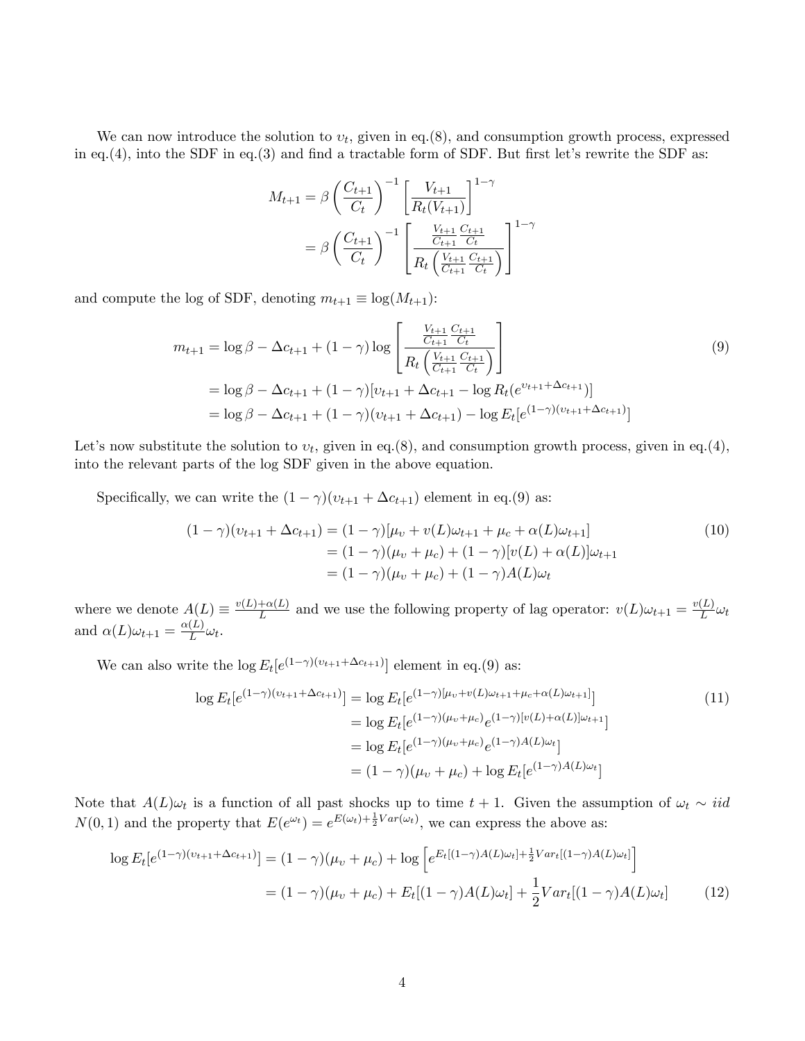We can now introduce the solution to $v_t$, given in eq.(8), and consumption growth process, expressed in eq.(4), into the SDF in eq.(3) and find a tractable form of SDF. But first let's rewrite the SDF as:

$$
\begin{aligned}
M_{t+1} &= \beta \left( \frac{C_{t+1}}{C_t} \right)^{-1} \left[ \frac{V_{t+1}}{R_t(V_{t+1})} \right]^{1-\gamma} \\
&= \beta \left( \frac{C_{t+1}}{C_t} \right)^{-1} \left[ \frac{\frac{V_{t+1}}{C_{t+1}} \frac{C_{t+1}}{C_t}}{R_t\left( \frac{V_{t+1}}{C_{t+1}} \frac{C_{t+1}}{C_t} \right)} \right]^{1-\gamma}
\end{aligned}
$$

and compute the log of SDF, denoting $m_{t+1} \equiv \log(M_{t+1})$:

$$
\begin{aligned}
m_{t+1} &= \log \beta - \Delta c_{t+1} + (1-\gamma) \log \left[ \frac{\frac{V_{t+1}}{C_{t+1}} \frac{C_{t+1}}{C_t}}{R_t\left( \frac{V_{t+1}}{C_{t+1}} \frac{C_{t+1}}{C_t} \right)} \right] \\
&= \log \beta - \Delta c_{t+1} + (1-\gamma)[v_{t+1} + \Delta c_{t+1} - \log R_t(e^{v_{t+1} + \Delta c_{t+1}})] \\
&= \log \beta - \Delta c_{t+1} + (1-\gamma)(v_{t+1} + \Delta c_{t+1}) - \log E_t[e^{(1-\gamma)(v_{t+1} + \Delta c_{t+1})}]
\end{aligned} \tag{9}
$$

Let's now substitute the solution to $v_t$, given in eq.(8), and consumption growth process, given in eq.(4), into the relevant parts of the log SDF given in the above equation.

Specifically, we can write the $(1-\gamma)(v_{t+1} + \Delta c_{t+1})$ element in eq.(9) as:

$$
\begin{aligned}
(1-\gamma)(v_{t+1} + \Delta c_{t+1}) &= (1-\gamma)[\mu_v + v(L)\omega_{t+1} + \mu_c + \alpha(L)\omega_{t+1}] \\
&= (1-\gamma)(\mu_v + \mu_c) + (1-\gamma)[v(L) + \alpha(L)]\omega_{t+1} \\
&= (1-\gamma)(\mu_v + \mu_c) + (1-\gamma)A(L)\omega_t
\end{aligned} \tag{10}
$$

where we denote $A(L) \equiv \frac{v(L)+\alpha(L)}{L}$ and we use the following property of lag operator: $v(L)\omega_{t+1} = \frac{v(L)}{L}\omega_t$ and $\alpha(L)\omega_{t+1} = \frac{\alpha(L)}{L}\omega_t$.

We can also write the $\log E_t[e^{(1-\gamma)(v_{t+1}+\Delta c_{t+1})}]$ element in eq.(9) as:

$$
\begin{aligned}
\log E_t[e^{(1-\gamma)(v_{t+1}+\Delta c_{t+1})}] &= \log E_t[e^{(1-\gamma)[\mu_v + v(L)\omega_{t+1} + \mu_c + \alpha(L)\omega_{t+1}]}] \\
&= \log E_t[e^{(1-\gamma)(\mu_v+\mu_c)} e^{(1-\gamma)[v(L)+\alpha(L)]\omega_{t+1}}] \\
&= \log E_t[e^{(1-\gamma)(\mu_v+\mu_c)} e^{(1-\gamma)A(L)\omega_t}] \\
&= (1-\gamma)(\mu_v + \mu_c) + \log E_t[e^{(1-\gamma)A(L)\omega_t}]
\end{aligned} \tag{11}
$$

Note that $A(L)\omega_t$ is a function of all past shocks up to time $t+1$. Given the assumption of $\omega_t \sim iid$ $N(0,1)$ and the property that $E(e^{\omega_t}) = e^{E(\omega_t) + \frac{1}{2}Var(\omega_t)}$, we can express the above as:

$$
\begin{aligned}
\log E_t[e^{(1-\gamma)(v_{t+1}+\Delta c_{t+1})}] &= (1-\gamma)(\mu_v + \mu_c) + \log\left[ e^{E_t[(1-\gamma)A(L)\omega_t] + \frac{1}{2}Var_t[(1-\gamma)A(L)\omega_t]} \right] \\
&= (1-\gamma)(\mu_v + \mu_c) + E_t[(1-\gamma)A(L)\omega_t] + \frac{1}{2}Var_t[(1-\gamma)A(L)\omega_t]
\end{aligned} \tag{12}
$$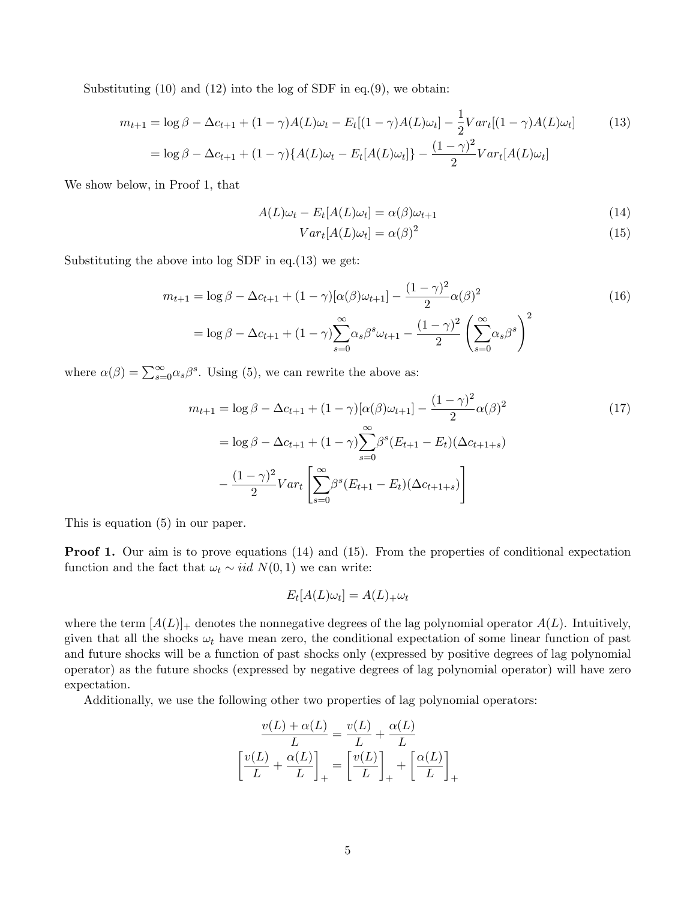Substituting (10) and (12) into the log of SDF in eq.(9), we obtain:

$$
\begin{aligned}
m_{t+1} &= \log\beta - \Delta c_{t+1} + (1-\gamma)A(L)\omega_t - E_t[(1-\gamma)A(L)\omega_t] - \frac{1}{2}Var_t[(1-\gamma)A(L)\omega_t] \\
&= \log\beta - \Delta c_{t+1} + (1-\gamma)\{A(L)\omega_t - E_t[A(L)\omega_t]\} - \frac{(1-\gamma)^2}{2}Var_t[A(L)\omega_t]
\end{aligned} \tag{13}
$$

We show below, in Proof 1, that

$$
A(L)\omega_t - E_t[A(L)\omega_t] = \alpha(\beta)\omega_{t+1} \tag{14}
$$

$$
Var_t[A(L)\omega_t] = \alpha(\beta)^2 \tag{15}
$$

Substituting the above into log SDF in eq.(13) we get:

$$
\begin{aligned}
m_{t+1} &= \log\beta - \Delta c_{t+1} + (1-\gamma)[\alpha(\beta)\omega_{t+1}] - \frac{(1-\gamma)^2}{2}\alpha(\beta)^2 \\
&= \log\beta - \Delta c_{t+1} + (1-\gamma)\sum_{s=0}^{\infty}\alpha_s\beta^s\omega_{t+1} - \frac{(1-\gamma)^2}{2}\left(\sum_{s=0}^{\infty}\alpha_s\beta^s\right)^2
\end{aligned} \tag{16}
$$

where $\alpha(\beta) = \sum_{s=0}^{\infty}\alpha_s\beta^s$. Using (5), we can rewrite the above as:

$$
\begin{aligned}
m_{t+1} &= \log\beta - \Delta c_{t+1} + (1-\gamma)[\alpha(\beta)\omega_{t+1}] - \frac{(1-\gamma)^2}{2}\alpha(\beta)^2 \\
&= \log\beta - \Delta c_{t+1} + (1-\gamma)\sum_{s=0}^{\infty}\beta^s(E_{t+1}-E_t)(\Delta c_{t+1+s}) \\
&\quad - \frac{(1-\gamma)^2}{2}Var_t\left[\sum_{s=0}^{\infty}\beta^s(E_{t+1}-E_t)(\Delta c_{t+1+s})\right]
\end{aligned} \tag{17}
$$

This is equation (5) in our paper.

**Proof 1.** Our aim is to prove equations (14) and (15). From the properties of conditional expectation function and the fact that $\omega_t \sim iid\ N(0,1)$ we can write:

$$
E_t[A(L)\omega_t] = A(L)_+\omega_t
$$

where the term $[A(L)]_+$ denotes the nonnegative degrees of the lag polynomial operator $A(L)$. Intuitively, given that all the shocks $\omega_t$ have mean zero, the conditional expectation of some linear function of past and future shocks will be a function of past shocks only (expressed by positive degrees of lag polynomial operator) as the future shocks (expressed by negative degrees of lag polynomial operator) will have zero expectation.

Additionally, we use the following other two properties of lag polynomial operators:

$$
\frac{v(L)+\alpha(L)}{L} = \frac{v(L)}{L} + \frac{\alpha(L)}{L}
$$

$$
\left[\frac{v(L)}{L} + \frac{\alpha(L)}{L}\right]_+ = \left[\frac{v(L)}{L}\right]_+ + \left[\frac{\alpha(L)}{L}\right]_+
$$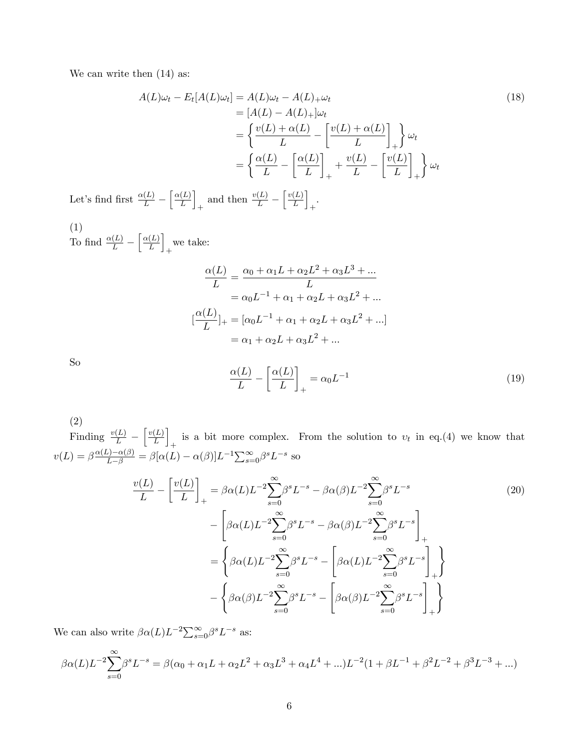We can write then (14) as:

$$
\begin{aligned}
A(L)\omega_t - E_t[A(L)\omega_t] &= A(L)\omega_t - A(L)_+\omega_t \\
&= [A(L) - A(L)_+]\omega_t \\
&= \left\{ \frac{v(L)+\alpha(L)}{L} - \left[\frac{v(L)+\alpha(L)}{L}\right]_+ \right\} \omega_t \\
&= \left\{ \frac{\alpha(L)}{L} - \left[\frac{\alpha(L)}{L}\right]_+ + \frac{v(L)}{L} - \left[\frac{v(L)}{L}\right]_+ \right\} \omega_t
\end{aligned} \tag{18}
$$

Let's find first $\frac{\alpha(L)}{L} - \left[\frac{\alpha(L)}{L}\right]_+$ and then $\frac{v(L)}{L} - \left[\frac{v(L)}{L}\right]_+$.

(1)
To find $\frac{\alpha(L)}{L} - \left[\frac{\alpha(L)}{L}\right]_+$ we take:

$$
\begin{aligned}
\frac{\alpha(L)}{L} &= \frac{\alpha_0 + \alpha_1 L + \alpha_2 L^2 + \alpha_3 L^3 + ...}{L} \\
&= \alpha_0 L^{-1} + \alpha_1 + \alpha_2 L + \alpha_3 L^2 + ... \\
[\frac{\alpha(L)}{L}]_+ &= [\alpha_0 L^{-1} + \alpha_1 + \alpha_2 L + \alpha_3 L^2 + ...] \\
&= \alpha_1 + \alpha_2 L + \alpha_3 L^2 + ...
\end{aligned}
$$

So

$$
\frac{\alpha(L)}{L} - \left[\frac{\alpha(L)}{L}\right]_+ = \alpha_0 L^{-1} \tag{19}
$$

(2)
Finding $\frac{v(L)}{L} - \left[\frac{v(L)}{L}\right]_+$ is a bit more complex. From the solution to $\upsilon_t$ in eq.(4) we know that $v(L) = \beta\frac{\alpha(L)-\alpha(\beta)}{L-\beta} = \beta[\alpha(L) - \alpha(\beta)]L^{-1}\sum_{s=0}^{\infty}\beta^s L^{-s}$ so

$$
\begin{aligned}
\frac{v(L)}{L} - \left[\frac{v(L)}{L}\right]_+ &= \beta\alpha(L)L^{-2}\sum_{s=0}^{\infty}\beta^s L^{-s} - \beta\alpha(\beta)L^{-2}\sum_{s=0}^{\infty}\beta^s L^{-s} \\
&\quad - \left[\beta\alpha(L)L^{-2}\sum_{s=0}^{\infty}\beta^s L^{-s} - \beta\alpha(\beta)L^{-2}\sum_{s=0}^{\infty}\beta^s L^{-s}\right]_+ \\
&= \left\{\beta\alpha(L)L^{-2}\sum_{s=0}^{\infty}\beta^s L^{-s} - \left[\beta\alpha(L)L^{-2}\sum_{s=0}^{\infty}\beta^s L^{-s}\right]_+\right\} \\
&\quad - \left\{\beta\alpha(\beta)L^{-2}\sum_{s=0}^{\infty}\beta^s L^{-s} - \left[\beta\alpha(\beta)L^{-2}\sum_{s=0}^{\infty}\beta^s L^{-s}\right]_+\right\}
\end{aligned} \tag{20}
$$

We can also write $\beta\alpha(L)L^{-2}\sum_{s=0}^{\infty}\beta^s L^{-s}$ as:

$$
\beta\alpha(L)L^{-2}\sum_{s=0}^{\infty}\beta^s L^{-s} = \beta(\alpha_0 + \alpha_1 L + \alpha_2 L^2 + \alpha_3 L^3 + \alpha_4 L^4 + ...)L^{-2}(1 + \beta L^{-1} + \beta^2 L^{-2} + \beta^3 L^{-3} + ...)
$$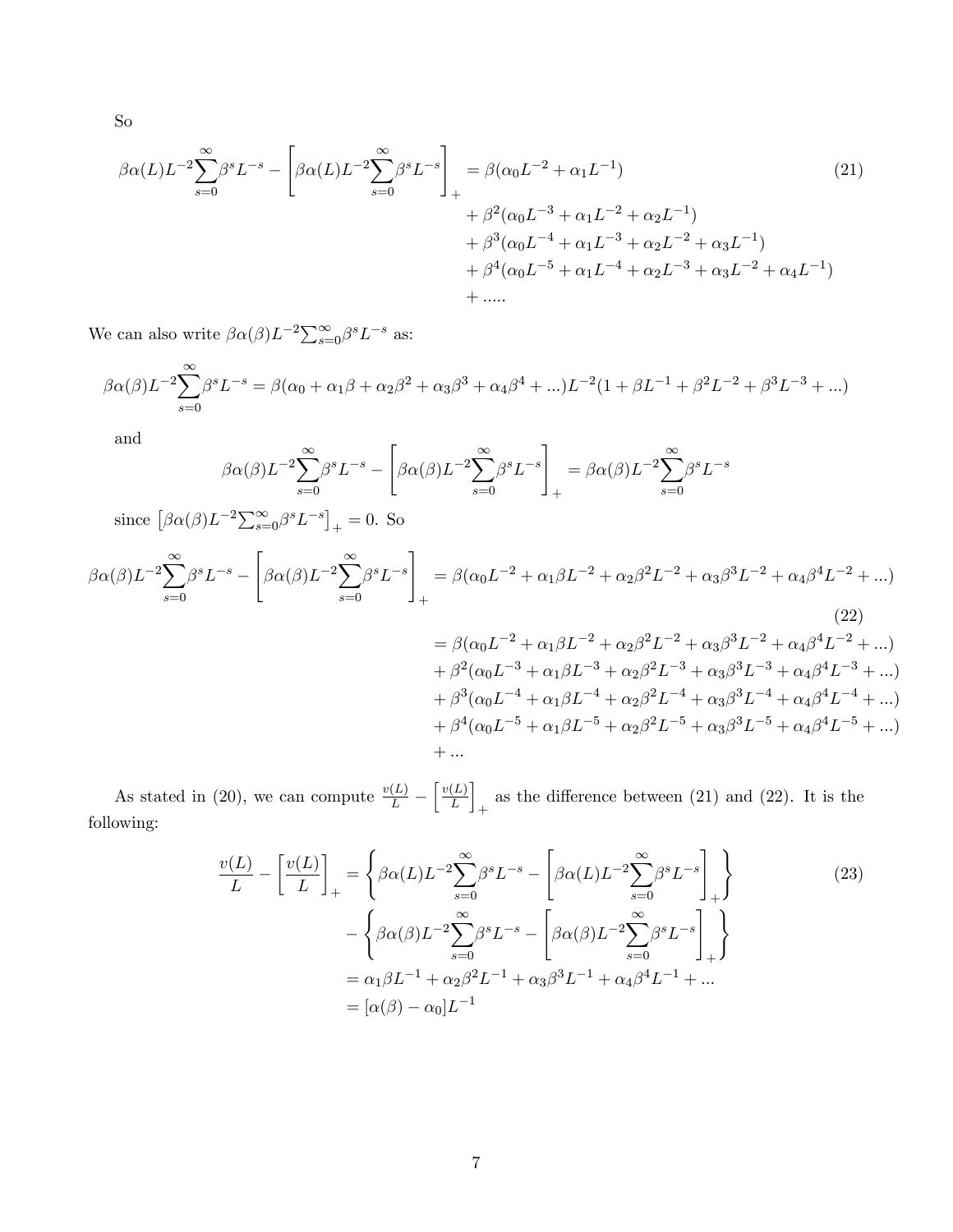So

$$\beta\alpha(L)L^{-2}\sum_{s=0}^{\infty}\beta^s L^{-s} - \left[\beta\alpha(L)L^{-2}\sum_{s=0}^{\infty}\beta^s L^{-s}\right]_+ = \beta(\alpha_0 L^{-2} + \alpha_1 L^{-1}) \tag{21}$$
$$+ \beta^2(\alpha_0 L^{-3} + \alpha_1 L^{-2} + \alpha_2 L^{-1})$$
$$+ \beta^3(\alpha_0 L^{-4} + \alpha_1 L^{-3} + \alpha_2 L^{-2} + \alpha_3 L^{-1})$$
$$+ \beta^4(\alpha_0 L^{-5} + \alpha_1 L^{-4} + \alpha_2 L^{-3} + \alpha_3 L^{-2} + \alpha_4 L^{-1})$$
$$+ .....$$

We can also write $\beta\alpha(\beta)L^{-2}\sum_{s=0}^{\infty}\beta^s L^{-s}$ as:

$$\beta\alpha(\beta)L^{-2}\sum_{s=0}^{\infty}\beta^s L^{-s} = \beta(\alpha_0 + \alpha_1\beta + \alpha_2\beta^2 + \alpha_3\beta^3 + \alpha_4\beta^4 + ...)L^{-2}(1 + \beta L^{-1} + \beta^2 L^{-2} + \beta^3 L^{-3} + ...)$$

and

$$\beta\alpha(\beta)L^{-2}\sum_{s=0}^{\infty}\beta^s L^{-s} - \left[\beta\alpha(\beta)L^{-2}\sum_{s=0}^{\infty}\beta^s L^{-s}\right]_+ = \beta\alpha(\beta)L^{-2}\sum_{s=0}^{\infty}\beta^s L^{-s}$$

since $\left[\beta\alpha(\beta)L^{-2}\sum_{s=0}^{\infty}\beta^s L^{-s}\right]_+ = 0$. So

$$\beta\alpha(\beta)L^{-2}\sum_{s=0}^{\infty}\beta^s L^{-s} - \left[\beta\alpha(\beta)L^{-2}\sum_{s=0}^{\infty}\beta^s L^{-s}\right]_+ = \beta(\alpha_0 L^{-2} + \alpha_1\beta L^{-2} + \alpha_2\beta^2 L^{-2} + \alpha_3\beta^3 L^{-2} + \alpha_4\beta^4 L^{-2} + ...) \tag{22}$$
$$= \beta(\alpha_0 L^{-2} + \alpha_1\beta L^{-2} + \alpha_2\beta^2 L^{-2} + \alpha_3\beta^3 L^{-2} + \alpha_4\beta^4 L^{-2} + ...)$$
$$+ \beta^2(\alpha_0 L^{-3} + \alpha_1\beta L^{-3} + \alpha_2\beta^2 L^{-3} + \alpha_3\beta^3 L^{-3} + \alpha_4\beta^4 L^{-3} + ...)$$
$$+ \beta^3(\alpha_0 L^{-4} + \alpha_1\beta L^{-4} + \alpha_2\beta^2 L^{-4} + \alpha_3\beta^3 L^{-4} + \alpha_4\beta^4 L^{-4} + ...)$$
$$+ \beta^4(\alpha_0 L^{-5} + \alpha_1\beta L^{-5} + \alpha_2\beta^2 L^{-5} + \alpha_3\beta^3 L^{-5} + \alpha_4\beta^4 L^{-5} + ...)$$
$$+ ...$$

As stated in (20), we can compute $\frac{v(L)}{L} - \left[\frac{v(L)}{L}\right]_+$ as the difference between (21) and (22). It is the following:

$$\frac{v(L)}{L} - \left[\frac{v(L)}{L}\right]_+ = \left\{\beta\alpha(L)L^{-2}\sum_{s=0}^{\infty}\beta^s L^{-s} - \left[\beta\alpha(L)L^{-2}\sum_{s=0}^{\infty}\beta^s L^{-s}\right]_+\right\} \tag{23}$$
$$- \left\{\beta\alpha(\beta)L^{-2}\sum_{s=0}^{\infty}\beta^s L^{-s} - \left[\beta\alpha(\beta)L^{-2}\sum_{s=0}^{\infty}\beta^s L^{-s}\right]_+\right\}$$
$$= \alpha_1\beta L^{-1} + \alpha_2\beta^2 L^{-1} + \alpha_3\beta^3 L^{-1} + \alpha_4\beta^4 L^{-1} + ...$$
$$= [\alpha(\beta) - \alpha_0]L^{-1}$$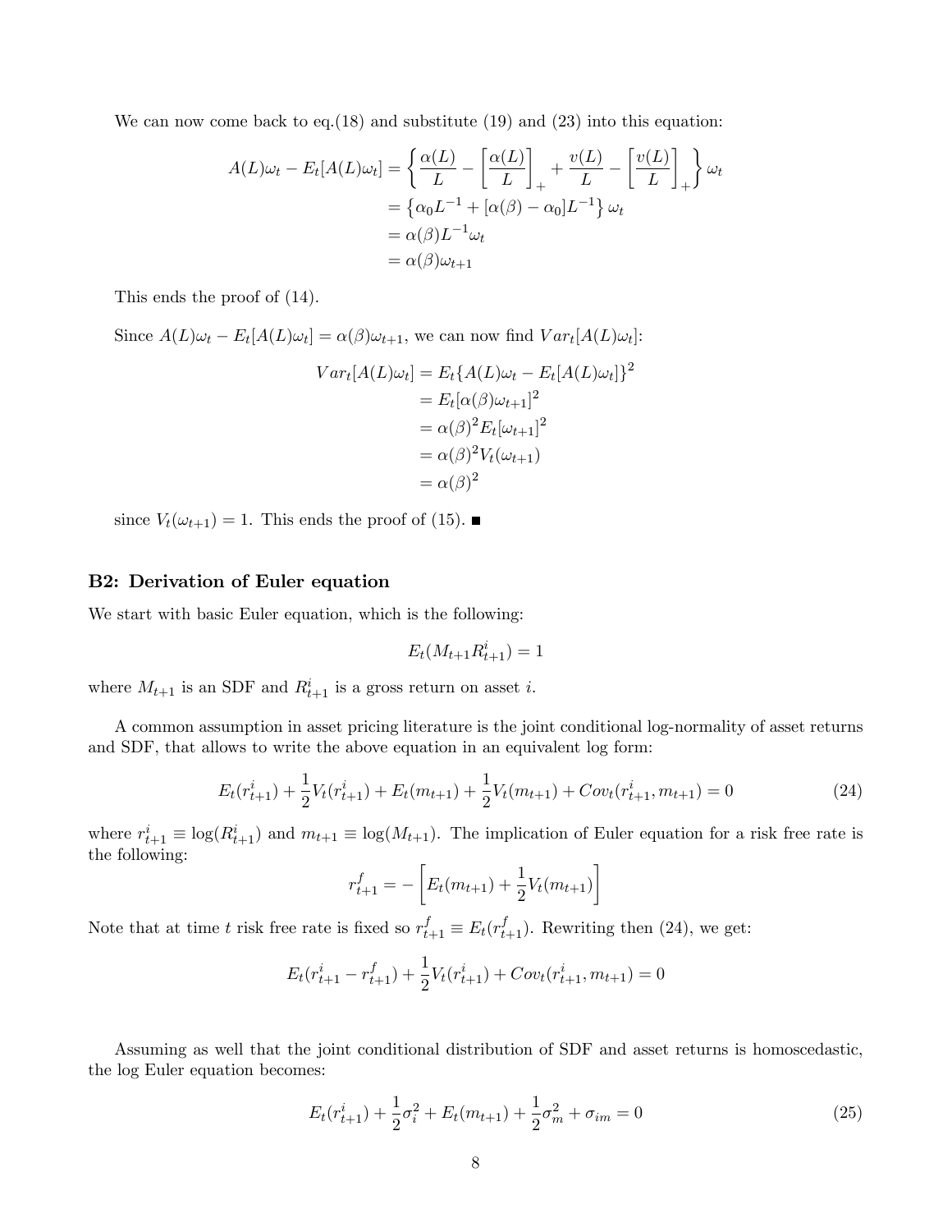We can now come back to eq.(18) and substitute (19) and (23) into this equation:

$$
\begin{aligned}
A(L)\omega_t - E_t[A(L)\omega_t] &= \left\{ \frac{\alpha(L)}{L} - \left[\frac{\alpha(L)}{L}\right]_+ + \frac{v(L)}{L} - \left[\frac{v(L)}{L}\right]_+ \right\} \omega_t \\
&= \left\{ \alpha_0 L^{-1} + [\alpha(\beta) - \alpha_0] L^{-1} \right\} \omega_t \\
&= \alpha(\beta) L^{-1} \omega_t \\
&= \alpha(\beta) \omega_{t+1}
\end{aligned}
$$

This ends the proof of (14).

Since $A(L)\omega_t - E_t[A(L)\omega_t] = \alpha(\beta)\omega_{t+1}$, we can now find $Var_t[A(L)\omega_t]$:

$$
\begin{aligned}
Var_t[A(L)\omega_t] &= E_t\{A(L)\omega_t - E_t[A(L)\omega_t]\}^2 \\
&= E_t[\alpha(\beta)\omega_{t+1}]^2 \\
&= \alpha(\beta)^2 E_t[\omega_{t+1}]^2 \\
&= \alpha(\beta)^2 V_t(\omega_{t+1}) \\
&= \alpha(\beta)^2
\end{aligned}
$$

since $V_t(\omega_{t+1}) = 1$. This ends the proof of (15). ■

## B2: Derivation of Euler equation

We start with basic Euler equation, which is the following:

$$
E_t(M_{t+1} R^i_{t+1}) = 1
$$

where $M_{t+1}$ is an SDF and $R^i_{t+1}$ is a gross return on asset $i$.

A common assumption in asset pricing literature is the joint conditional log-normality of asset returns and SDF, that allows to write the above equation in an equivalent log form:

$$
E_t(r^i_{t+1}) + \frac{1}{2}V_t(r^i_{t+1}) + E_t(m_{t+1}) + \frac{1}{2}V_t(m_{t+1}) + Cov_t(r^i_{t+1}, m_{t+1}) = 0 \tag{24}
$$

where $r^i_{t+1} \equiv \log(R^i_{t+1})$ and $m_{t+1} \equiv \log(M_{t+1})$. The implication of Euler equation for a risk free rate is the following:

$$
r^f_{t+1} = -\left[ E_t(m_{t+1}) + \frac{1}{2}V_t(m_{t+1}) \right]
$$

Note that at time $t$ risk free rate is fixed so $r^f_{t+1} \equiv E_t(r^f_{t+1})$. Rewriting then (24), we get:

$$
E_t(r^i_{t+1} - r^f_{t+1}) + \frac{1}{2}V_t(r^i_{t+1}) + Cov_t(r^i_{t+1}, m_{t+1}) = 0
$$

Assuming as well that the joint conditional distribution of SDF and asset returns is homoscedastic, the log Euler equation becomes:

$$
E_t(r^i_{t+1}) + \frac{1}{2}\sigma^2_i + E_t(m_{t+1}) + \frac{1}{2}\sigma^2_m + \sigma_{im} = 0 \tag{25}
$$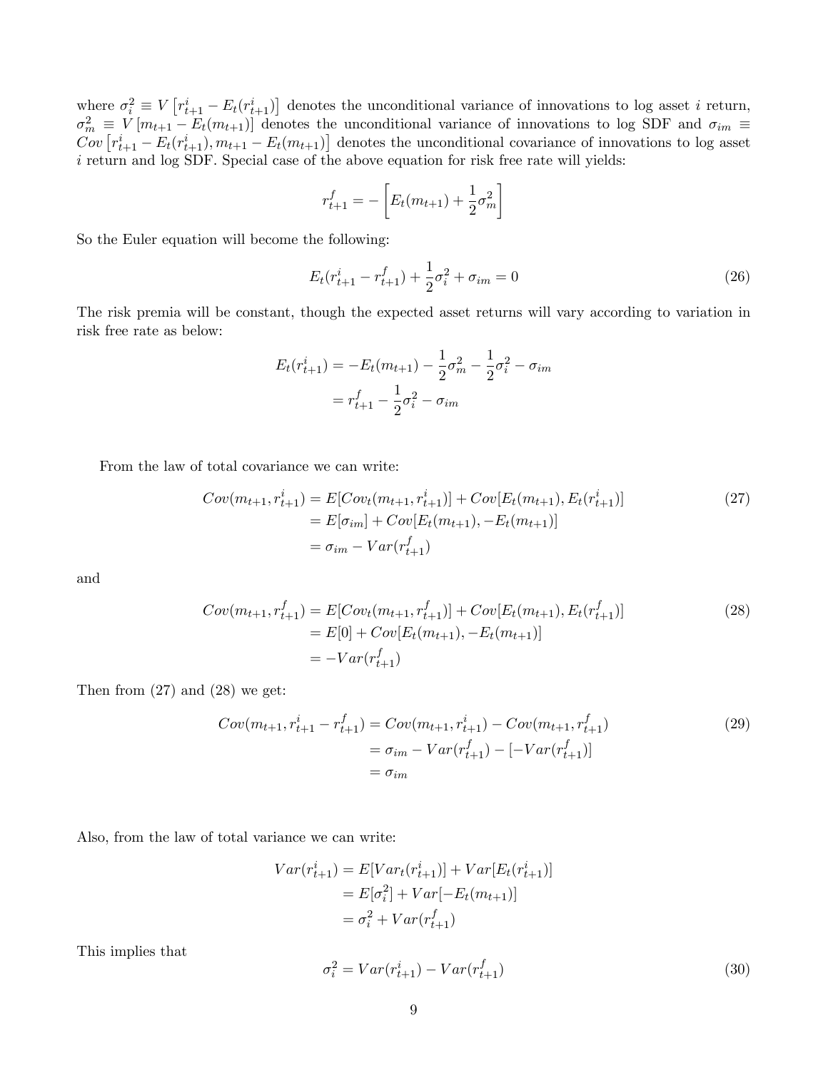where $\sigma_i^2 \equiv V\left[r_{t+1}^i - E_t(r_{t+1}^i)\right]$ denotes the unconditional variance of innovations to log asset $i$ return, $\sigma_m^2 \equiv V\left[m_{t+1} - E_t(m_{t+1})\right]$ denotes the unconditional variance of innovations to log SDF and $\sigma_{im} \equiv Cov\left[r_{t+1}^i - E_t(r_{t+1}^i), m_{t+1} - E_t(m_{t+1})\right]$ denotes the unconditional covariance of innovations to log asset $i$ return and log SDF. Special case of the above equation for risk free rate will yields:

$$r_{t+1}^f = -\left[E_t(m_{t+1}) + \frac{1}{2}\sigma_m^2\right]$$

So the Euler equation will become the following:

$$E_t(r_{t+1}^i - r_{t+1}^f) + \frac{1}{2}\sigma_i^2 + \sigma_{im} = 0 \tag{26}$$

The risk premia will be constant, though the expected asset returns will vary according to variation in risk free rate as below:

$$\begin{aligned}
E_t(r_{t+1}^i) &= -E_t(m_{t+1}) - \frac{1}{2}\sigma_m^2 - \frac{1}{2}\sigma_i^2 - \sigma_{im} \\
&= r_{t+1}^f - \frac{1}{2}\sigma_i^2 - \sigma_{im}
\end{aligned}$$

From the law of total covariance we can write:

$$\begin{aligned}
Cov(m_{t+1}, r_{t+1}^i) &= E[Cov_t(m_{t+1}, r_{t+1}^i)] + Cov[E_t(m_{t+1}), E_t(r_{t+1}^i)] \\
&= E[\sigma_{im}] + Cov[E_t(m_{t+1}), -E_t(m_{t+1})] \\
&= \sigma_{im} - Var(r_{t+1}^f)
\end{aligned} \tag{27}$$

and

$$\begin{aligned}
Cov(m_{t+1}, r_{t+1}^f) &= E[Cov_t(m_{t+1}, r_{t+1}^f)] + Cov[E_t(m_{t+1}), E_t(r_{t+1}^f)] \\
&= E[0] + Cov[E_t(m_{t+1}), -E_t(m_{t+1})] \\
&= -Var(r_{t+1}^f)
\end{aligned} \tag{28}$$

Then from (27) and (28) we get:

$$\begin{aligned}
Cov(m_{t+1}, r_{t+1}^i - r_{t+1}^f) &= Cov(m_{t+1}, r_{t+1}^i) - Cov(m_{t+1}, r_{t+1}^f) \\
&= \sigma_{im} - Var(r_{t+1}^f) - [-Var(r_{t+1}^f)] \\
&= \sigma_{im}
\end{aligned} \tag{29}$$

Also, from the law of total variance we can write:

$$\begin{aligned}
Var(r_{t+1}^i) &= E[Var_t(r_{t+1}^i)] + Var[E_t(r_{t+1}^i)] \\
&= E[\sigma_i^2] + Var[-E_t(m_{t+1})] \\
&= \sigma_i^2 + Var(r_{t+1}^f)
\end{aligned}$$

This implies that

$$\sigma_i^2 = Var(r_{t+1}^i) - Var(r_{t+1}^f) \tag{30}$$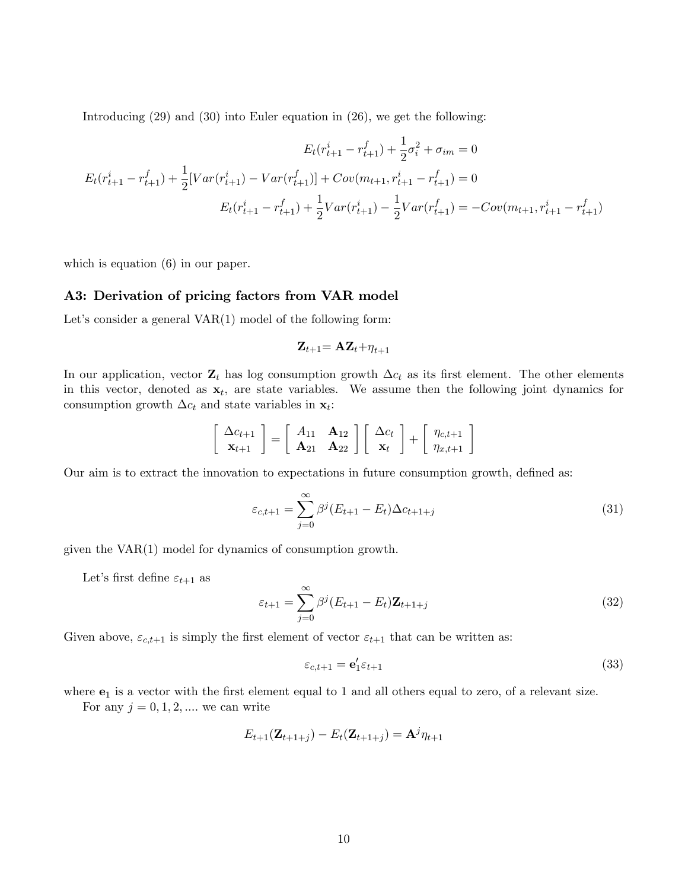Introducing (29) and (30) into Euler equation in (26), we get the following:

$$E_t(r^i_{t+1} - r^f_{t+1}) + \frac{1}{2}\sigma^2_i + \sigma_{im} = 0$$

$$E_t(r^i_{t+1} - r^f_{t+1}) + \frac{1}{2}[Var(r^i_{t+1}) - Var(r^f_{t+1})] + Cov(m_{t+1}, r^i_{t+1} - r^f_{t+1}) = 0$$

$$E_t(r^i_{t+1} - r^f_{t+1}) + \frac{1}{2}Var(r^i_{t+1}) - \frac{1}{2}Var(r^f_{t+1}) = -Cov(m_{t+1}, r^i_{t+1} - r^f_{t+1})$$

which is equation (6) in our paper.

### A3: Derivation of pricing factors from VAR model

Let's consider a general VAR(1) model of the following form:

$$\mathbf{Z}_{t+1} = \mathbf{A}\mathbf{Z}_t + \eta_{t+1}$$

In our application, vector $\mathbf{Z}_t$ has log consumption growth $\Delta c_t$ as its first element. The other elements in this vector, denoted as $\mathbf{x}_t$, are state variables. We assume then the following joint dynamics for consumption growth $\Delta c_t$ and state variables in $\mathbf{x}_t$:

$$\begin{bmatrix} \Delta c_{t+1} \\ \mathbf{x}_{t+1} \end{bmatrix} = \begin{bmatrix} A_{11} & \mathbf{A}_{12} \\ \mathbf{A}_{21} & \mathbf{A}_{22} \end{bmatrix} \begin{bmatrix} \Delta c_t \\ \mathbf{x}_t \end{bmatrix} + \begin{bmatrix} \eta_{c,t+1} \\ \eta_{x,t+1} \end{bmatrix}$$

Our aim is to extract the innovation to expectations in future consumption growth, defined as:

$$\varepsilon_{c,t+1} = \sum_{j=0}^{\infty} \beta^j (E_{t+1} - E_t)\Delta c_{t+1+j} \tag{31}$$

given the VAR(1) model for dynamics of consumption growth.

Let's first define $\varepsilon_{t+1}$ as

$$\varepsilon_{t+1} = \sum_{j=0}^{\infty} \beta^j (E_{t+1} - E_t)\mathbf{Z}_{t+1+j} \tag{32}$$

Given above, $\varepsilon_{c,t+1}$ is simply the first element of vector $\varepsilon_{t+1}$ that can be written as:

$$\varepsilon_{c,t+1} = \mathbf{e}_1' \varepsilon_{t+1} \tag{33}$$

where $\mathbf{e}_1$ is a vector with the first element equal to 1 and all others equal to zero, of a relevant size.

For any $j = 0, 1, 2, ....$ we can write

$$E_{t+1}(\mathbf{Z}_{t+1+j}) - E_t(\mathbf{Z}_{t+1+j}) = \mathbf{A}^j \eta_{t+1}$$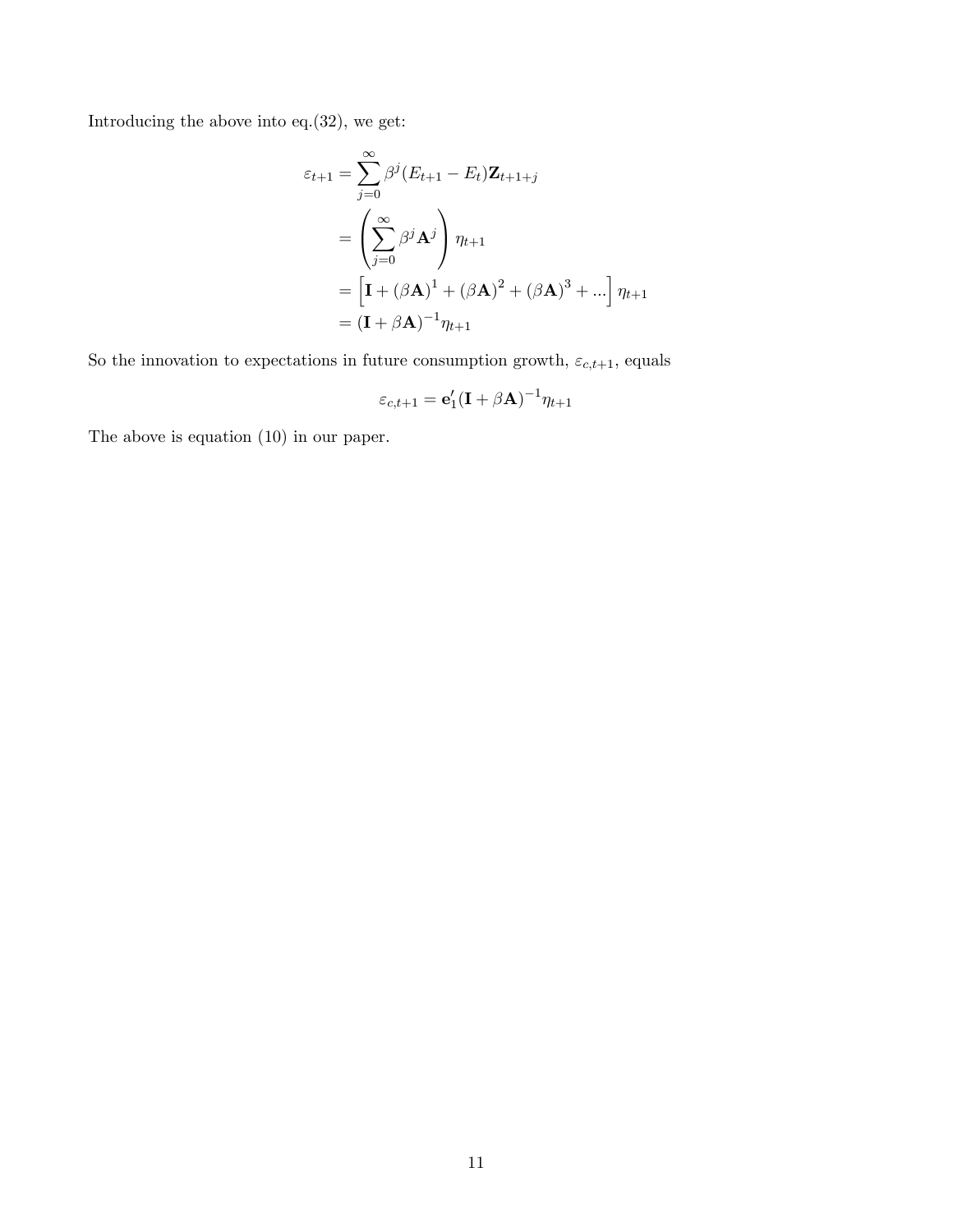Introducing the above into eq.(32), we get:

$$
\begin{aligned}
\varepsilon_{t+1} &= \sum_{j=0}^{\infty} \beta^j (E_{t+1} - E_t)\mathbf{Z}_{t+1+j} \\
&= \left( \sum_{j=0}^{\infty} \beta^j \mathbf{A}^j \right) \eta_{t+1} \\
&= \left[ \mathbf{I} + (\beta \mathbf{A})^1 + (\beta \mathbf{A})^2 + (\beta \mathbf{A})^3 + ... \right] \eta_{t+1} \\
&= (\mathbf{I} + \beta \mathbf{A})^{-1} \eta_{t+1}
\end{aligned}
$$

So the innovation to expectations in future consumption growth, $\varepsilon_{c,t+1}$, equals

$$
\varepsilon_{c,t+1} = \mathbf{e}_1' (\mathbf{I} + \beta \mathbf{A})^{-1} \eta_{t+1}
$$

The above is equation (10) in our paper.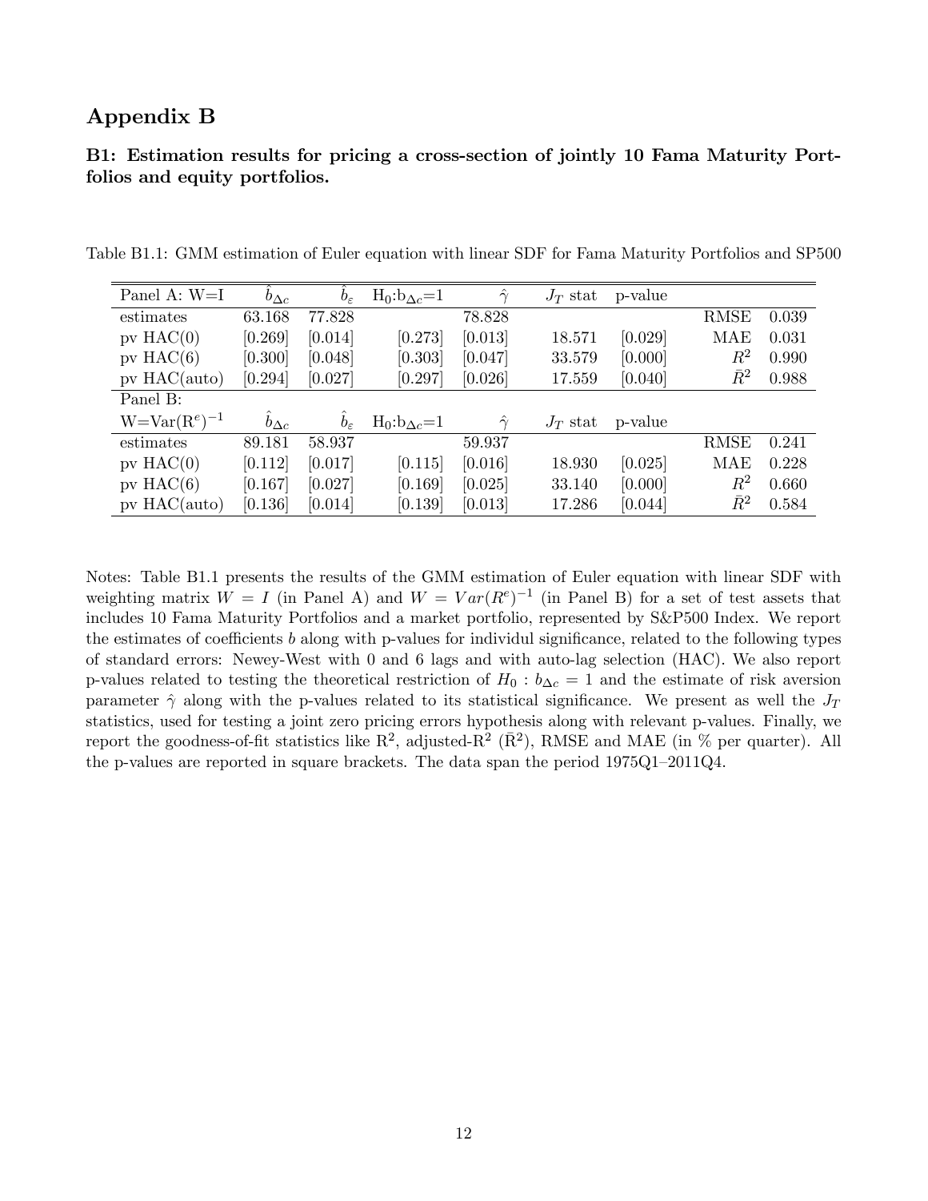# Appendix B

## B1: Estimation results for pricing a cross-section of jointly 10 Fama Maturity Portfolios and equity portfolios.

Table B1.1: GMM estimation of Euler equation with linear SDF for Fama Maturity Portfolios and SP500

| Panel A: W=I | $\hat{b}_{\Delta c}$ | $\hat{b}_{\varepsilon}$ | $H_0$:$b_{\Delta c}$=1 | $\hat{\gamma}$ | $J_T$ stat | p-value | | |
|---|---|---|---|---|---|---|---|---|
| estimates | 63.168 | 77.828 | | 78.828 | | | RMSE | 0.039 |
| pv HAC(0) | [0.269] | [0.014] | [0.273] | [0.013] | 18.571 | [0.029] | MAE | 0.031 |
| pv HAC(6) | [0.300] | [0.048] | [0.303] | [0.047] | 33.579 | [0.000] | $R^2$ | 0.990 |
| pv HAC(auto) | [0.294] | [0.027] | [0.297] | [0.026] | 17.559 | [0.040] | $\bar{R}^2$ | 0.988 |
| Panel B: $W=Var(R^e)^{-1}$ | $\hat{b}_{\Delta c}$ | $\hat{b}_{\varepsilon}$ | $H_0$:$b_{\Delta c}$=1 | $\hat{\gamma}$ | $J_T$ stat | p-value | | |
| estimates | 89.181 | 58.937 | | 59.937 | | | RMSE | 0.241 |
| pv HAC(0) | [0.112] | [0.017] | [0.115] | [0.016] | 18.930 | [0.025] | MAE | 0.228 |
| pv HAC(6) | [0.167] | [0.027] | [0.169] | [0.025] | 33.140 | [0.000] | $R^2$ | 0.660 |
| pv HAC(auto) | [0.136] | [0.014] | [0.139] | [0.013] | 17.286 | [0.044] | $\bar{R}^2$ | 0.584 |

Notes: Table B1.1 presents the results of the GMM estimation of Euler equation with linear SDF with weighting matrix $W = I$ (in Panel A) and $W = Var(R^e)^{-1}$ (in Panel B) for a set of test assets that includes 10 Fama Maturity Portfolios and a market portfolio, represented by S&P500 Index. We report the estimates of coefficients $b$ along with p-values for individul significance, related to the following types of standard errors: Newey-West with 0 and 6 lags and with auto-lag selection (HAC). We also report p-values related to testing the theoretical restriction of $H_0 : b_{\Delta c} = 1$ and the estimate of risk aversion parameter $\hat{\gamma}$ along with the p-values related to its statistical significance. We present as well the $J_T$ statistics, used for testing a joint zero pricing errors hypothesis along with relevant p-values. Finally, we report the goodness-of-fit statistics like $R^2$, adjusted-$R^2$ ($\bar{R}^2$), RMSE and MAE (in % per quarter). All the p-values are reported in square brackets. The data span the period 1975Q1–2011Q4.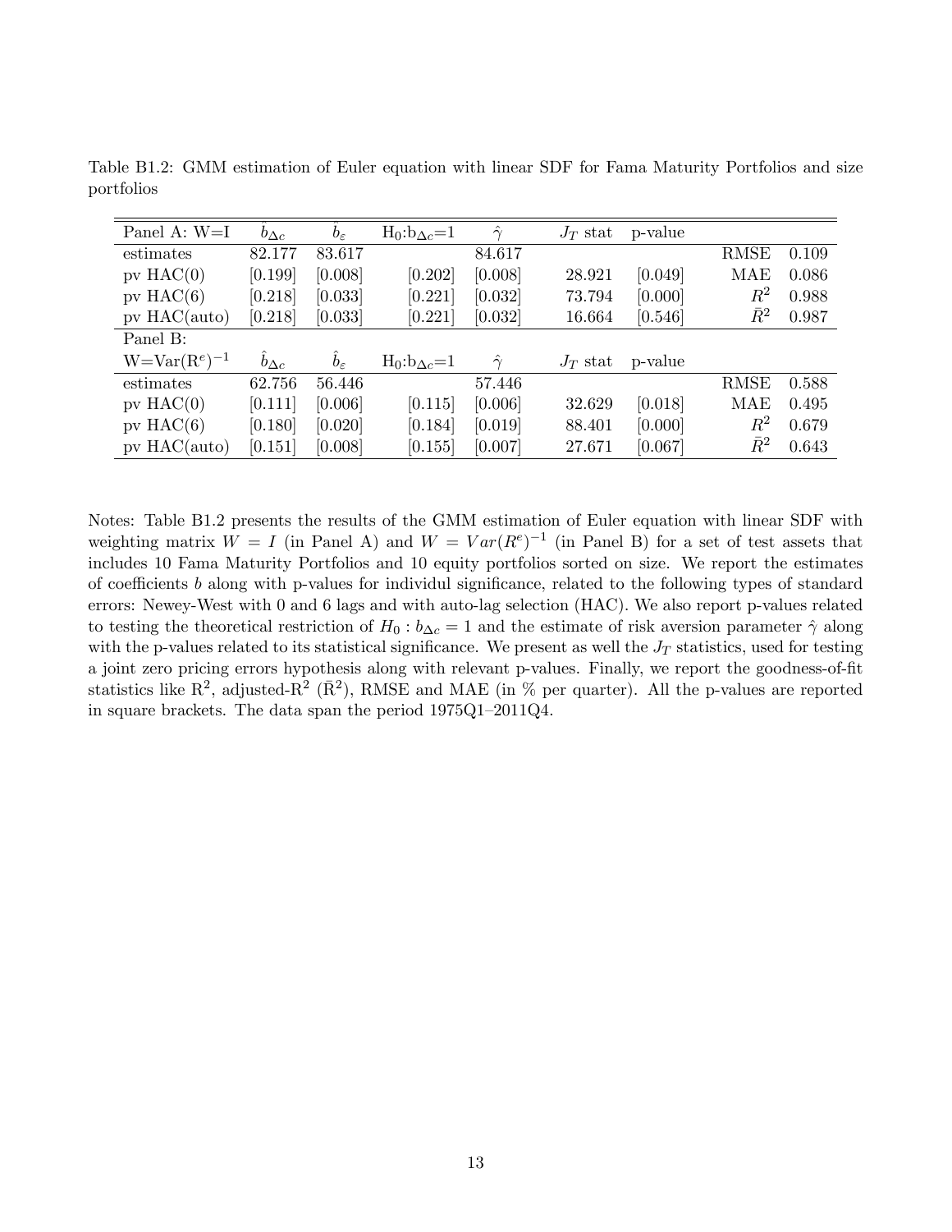Table B1.2: GMM estimation of Euler equation with linear SDF for Fama Maturity Portfolios and size portfolios

| Panel A: W=I | $\hat{b}_{\Delta c}$ | $\hat{b}_{\varepsilon}$ | $H_0$:$b_{\Delta c}$=1 | $\hat{\gamma}$ | $J_T$ stat | p-value | | |
|---|---|---|---|---|---|---|---|---|
| estimates | 82.177 | 83.617 | | 84.617 | | | RMSE | 0.109 |
| pv HAC(0) | [0.199] | [0.008] | [0.202] | [0.008] | 28.921 | [0.049] | MAE | 0.086 |
| pv HAC(6) | [0.218] | [0.033] | [0.221] | [0.032] | 73.794 | [0.000] | $R^2$ | 0.988 |
| pv HAC(auto) | [0.218] | [0.033] | [0.221] | [0.032] | 16.664 | [0.546] | $\bar{R}^2$ | 0.987 |
| Panel B: W=Var($R^e$)$^{-1}$ | $\hat{b}_{\Delta c}$ | $\hat{b}_{\varepsilon}$ | $H_0$:$b_{\Delta c}$=1 | $\hat{\gamma}$ | $J_T$ stat | p-value | | |
| estimates | 62.756 | 56.446 | | 57.446 | | | RMSE | 0.588 |
| pv HAC(0) | [0.111] | [0.006] | [0.115] | [0.006] | 32.629 | [0.018] | MAE | 0.495 |
| pv HAC(6) | [0.180] | [0.020] | [0.184] | [0.019] | 88.401 | [0.000] | $R^2$ | 0.679 |
| pv HAC(auto) | [0.151] | [0.008] | [0.155] | [0.007] | 27.671 | [0.067] | $\bar{R}^2$ | 0.643 |

Notes: Table B1.2 presents the results of the GMM estimation of Euler equation with linear SDF with weighting matrix $W = I$ (in Panel A) and $W = Var(R^e)^{-1}$ (in Panel B) for a set of test assets that includes 10 Fama Maturity Portfolios and 10 equity portfolios sorted on size. We report the estimates of coefficients $b$ along with p-values for individul significance, related to the following types of standard errors: Newey-West with 0 and 6 lags and with auto-lag selection (HAC). We also report p-values related to testing the theoretical restriction of $H_0 : b_{\Delta c} = 1$ and the estimate of risk aversion parameter $\hat{\gamma}$ along with the p-values related to its statistical significance. We present as well the $J_T$ statistics, used for testing a joint zero pricing errors hypothesis along with relevant p-values. Finally, we report the goodness-of-fit statistics like $R^2$, adjusted-$R^2$ ($\bar{R}^2$), RMSE and MAE (in % per quarter). All the p-values are reported in square brackets. The data span the period 1975Q1–2011Q4.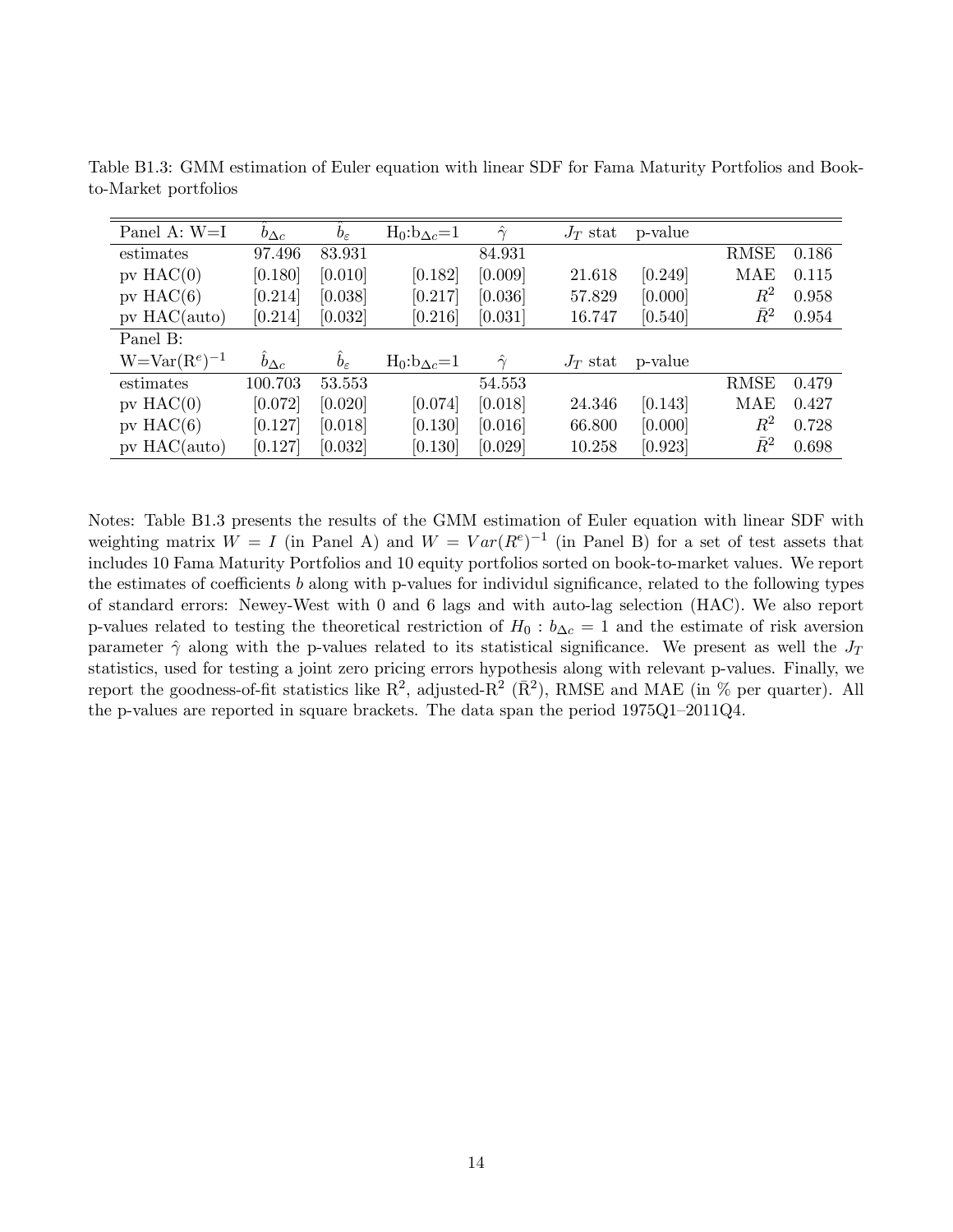Table B1.3: GMM estimation of Euler equation with linear SDF for Fama Maturity Portfolios and Book-to-Market portfolios

| Panel A: W=I | $\hat{b}_{\Delta c}$ | $\hat{b}_{\varepsilon}$ | H$_0$:b$_{\Delta c}$=1 | $\hat{\gamma}$ | $J_T$ stat | p-value | | |
|---|---|---|---|---|---|---|---|---|
| estimates | 97.496 | 83.931 | | 84.931 | | | RMSE | 0.186 |
| pv HAC(0) | [0.180] | [0.010] | [0.182] | [0.009] | 21.618 | [0.249] | MAE | 0.115 |
| pv HAC(6) | [0.214] | [0.038] | [0.217] | [0.036] | 57.829 | [0.000] | $R^2$ | 0.958 |
| pv HAC(auto) | [0.214] | [0.032] | [0.216] | [0.031] | 16.747 | [0.540] | $\bar{R}^2$ | 0.954 |
| Panel B: | | | | | | | | |
| W=Var(R$^e$)$^{-1}$ | $\hat{b}_{\Delta c}$ | $\hat{b}_{\varepsilon}$ | H$_0$:b$_{\Delta c}$=1 | $\hat{\gamma}$ | $J_T$ stat | p-value | | |
| estimates | 100.703 | 53.553 | | 54.553 | | | RMSE | 0.479 |
| pv HAC(0) | [0.072] | [0.020] | [0.074] | [0.018] | 24.346 | [0.143] | MAE | 0.427 |
| pv HAC(6) | [0.127] | [0.018] | [0.130] | [0.016] | 66.800 | [0.000] | $R^2$ | 0.728 |
| pv HAC(auto) | [0.127] | [0.032] | [0.130] | [0.029] | 10.258 | [0.923] | $\bar{R}^2$ | 0.698 |

Notes: Table B1.3 presents the results of the GMM estimation of Euler equation with linear SDF with weighting matrix $W = I$ (in Panel A) and $W = Var(R^e)^{-1}$ (in Panel B) for a set of test assets that includes 10 Fama Maturity Portfolios and 10 equity portfolios sorted on book-to-market values. We report the estimates of coefficients $b$ along with p-values for individul significance, related to the following types of standard errors: Newey-West with 0 and 6 lags and with auto-lag selection (HAC). We also report p-values related to testing the theoretical restriction of $H_0 : b_{\Delta c} = 1$ and the estimate of risk aversion parameter $\hat{\gamma}$ along with the p-values related to its statistical significance. We present as well the $J_T$ statistics, used for testing a joint zero pricing errors hypothesis along with relevant p-values. Finally, we report the goodness-of-fit statistics like R$^2$, adjusted-R$^2$ ($\bar{R}^2$), RMSE and MAE (in % per quarter). All the p-values are reported in square brackets. The data span the period 1975Q1–2011Q4.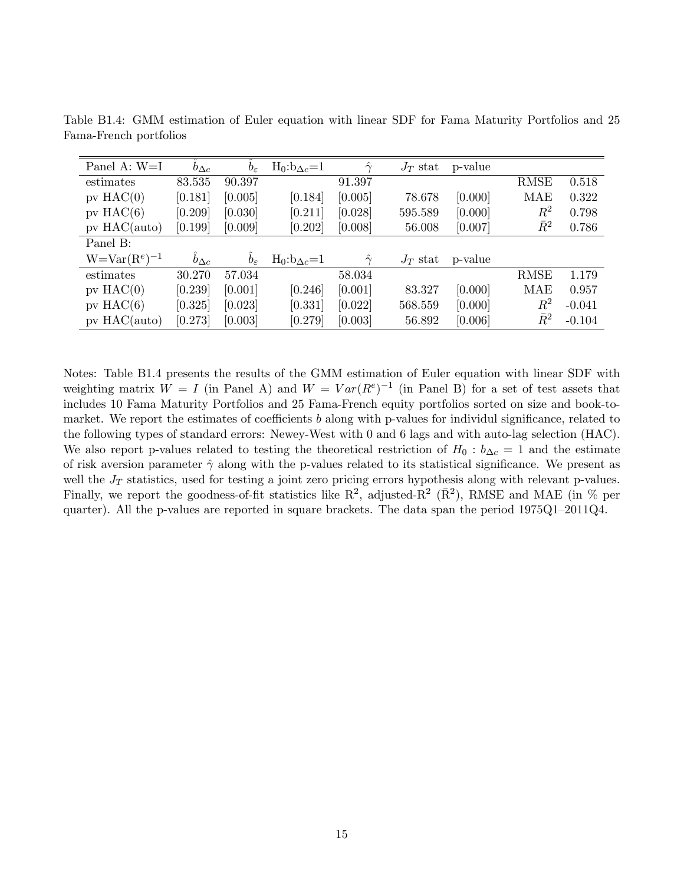Table B1.4: GMM estimation of Euler equation with linear SDF for Fama Maturity Portfolios and 25 Fama-French portfolios

| Panel A: W=I | $\hat{b}_{\Delta c}$ | $\hat{b}_{\varepsilon}$ | $H_0$:$b_{\Delta c}$=1 | $\hat{\gamma}$ | $J_T$ stat | p-value | | |
|---|---|---|---|---|---|---|---|---|
| estimates | 83.535 | 90.397 | | 91.397 | | | RMSE | 0.518 |
| pv HAC(0) | [0.181] | [0.005] | [0.184] | [0.005] | 78.678 | [0.000] | MAE | 0.322 |
| pv HAC(6) | [0.209] | [0.030] | [0.211] | [0.028] | 595.589 | [0.000] | $R^2$ | 0.798 |
| pv HAC(auto) | [0.199] | [0.009] | [0.202] | [0.008] | 56.008 | [0.007] | $\bar{R}^2$ | 0.786 |
| Panel B: W=Var($R^e$)$^{-1}$ | $\hat{b}_{\Delta c}$ | $\hat{b}_{\varepsilon}$ | $H_0$:$b_{\Delta c}$=1 | $\hat{\gamma}$ | $J_T$ stat | p-value | | |
| estimates | 30.270 | 57.034 | | 58.034 | | | RMSE | 1.179 |
| pv HAC(0) | [0.239] | [0.001] | [0.246] | [0.001] | 83.327 | [0.000] | MAE | 0.957 |
| pv HAC(6) | [0.325] | [0.023] | [0.331] | [0.022] | 568.559 | [0.000] | $R^2$ | -0.041 |
| pv HAC(auto) | [0.273] | [0.003] | [0.279] | [0.003] | 56.892 | [0.006] | $\bar{R}^2$ | -0.104 |

Notes: Table B1.4 presents the results of the GMM estimation of Euler equation with linear SDF with weighting matrix $W = I$ (in Panel A) and $W = Var(R^e)^{-1}$ (in Panel B) for a set of test assets that includes 10 Fama Maturity Portfolios and 25 Fama-French equity portfolios sorted on size and book-to-market. We report the estimates of coefficients $b$ along with p-values for individul significance, related to the following types of standard errors: Newey-West with 0 and 6 lags and with auto-lag selection (HAC). We also report p-values related to testing the theoretical restriction of $H_0 : b_{\Delta c} = 1$ and the estimate of risk aversion parameter $\hat{\gamma}$ along with the p-values related to its statistical significance. We present as well the $J_T$ statistics, used for testing a joint zero pricing errors hypothesis along with relevant p-values. Finally, we report the goodness-of-fit statistics like $R^2$, adjusted-$R^2$ ($\bar{R}^2$), RMSE and MAE (in % per quarter). All the p-values are reported in square brackets. The data span the period 1975Q1–2011Q4.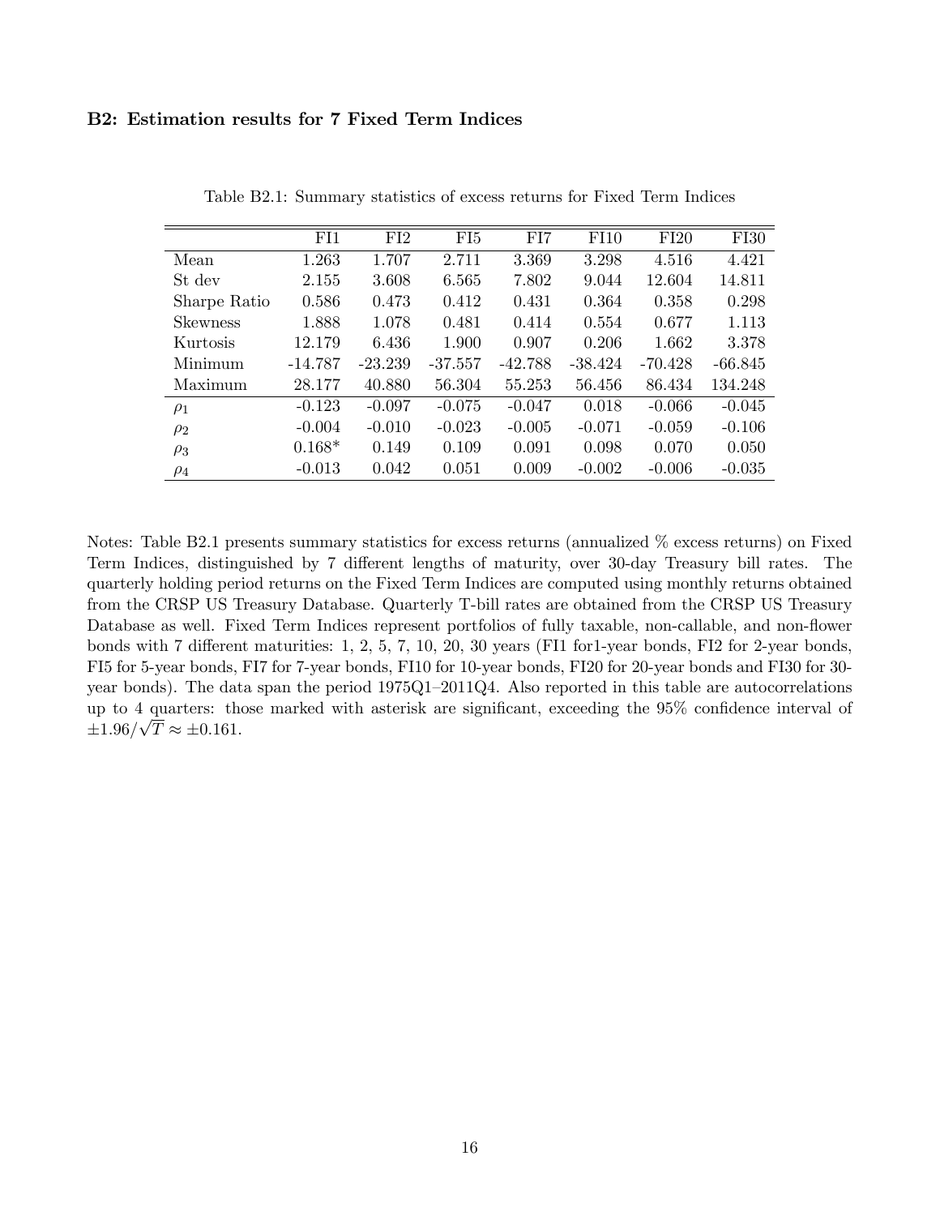### B2: Estimation results for 7 Fixed Term Indices

Table B2.1: Summary statistics of excess returns for Fixed Term Indices

| | FI1 | FI2 | FI5 | FI7 | FI10 | FI20 | FI30 |
|---|---|---|---|---|---|---|---|
| Mean | 1.263 | 1.707 | 2.711 | 3.369 | 3.298 | 4.516 | 4.421 |
| St dev | 2.155 | 3.608 | 6.565 | 7.802 | 9.044 | 12.604 | 14.811 |
| Sharpe Ratio | 0.586 | 0.473 | 0.412 | 0.431 | 0.364 | 0.358 | 0.298 |
| Skewness | 1.888 | 1.078 | 0.481 | 0.414 | 0.554 | 0.677 | 1.113 |
| Kurtosis | 12.179 | 6.436 | 1.900 | 0.907 | 0.206 | 1.662 | 3.378 |
| Minimum | -14.787 | -23.239 | -37.557 | -42.788 | -38.424 | -70.428 | -66.845 |
| Maximum | 28.177 | 40.880 | 56.304 | 55.253 | 56.456 | 86.434 | 134.248 |
| $\rho_1$ | -0.123 | -0.097 | -0.075 | -0.047 | 0.018 | -0.066 | -0.045 |
| $\rho_2$ | -0.004 | -0.010 | -0.023 | -0.005 | -0.071 | -0.059 | -0.106 |
| $\rho_3$ | 0.168* | 0.149 | 0.109 | 0.091 | 0.098 | 0.070 | 0.050 |
| $\rho_4$ | -0.013 | 0.042 | 0.051 | 0.009 | -0.002 | -0.006 | -0.035 |

Notes: Table B2.1 presents summary statistics for excess returns (annualized % excess returns) on Fixed Term Indices, distinguished by 7 different lengths of maturity, over 30-day Treasury bill rates. The quarterly holding period returns on the Fixed Term Indices are computed using monthly returns obtained from the CRSP US Treasury Database. Quarterly T-bill rates are obtained from the CRSP US Treasury Database as well. Fixed Term Indices represent portfolios of fully taxable, non-callable, and non-flower bonds with 7 different maturities: 1, 2, 5, 7, 10, 20, 30 years (FI1 for1-year bonds, FI2 for 2-year bonds, FI5 for 5-year bonds, FI7 for 7-year bonds, FI10 for 10-year bonds, FI20 for 20-year bonds and FI30 for 30-year bonds). The data span the period 1975Q1–2011Q4. Also reported in this table are autocorrelations up to 4 quarters: those marked with asterisk are significant, exceeding the 95% confidence interval of $\pm 1.96/\sqrt{T} \approx \pm 0.161$.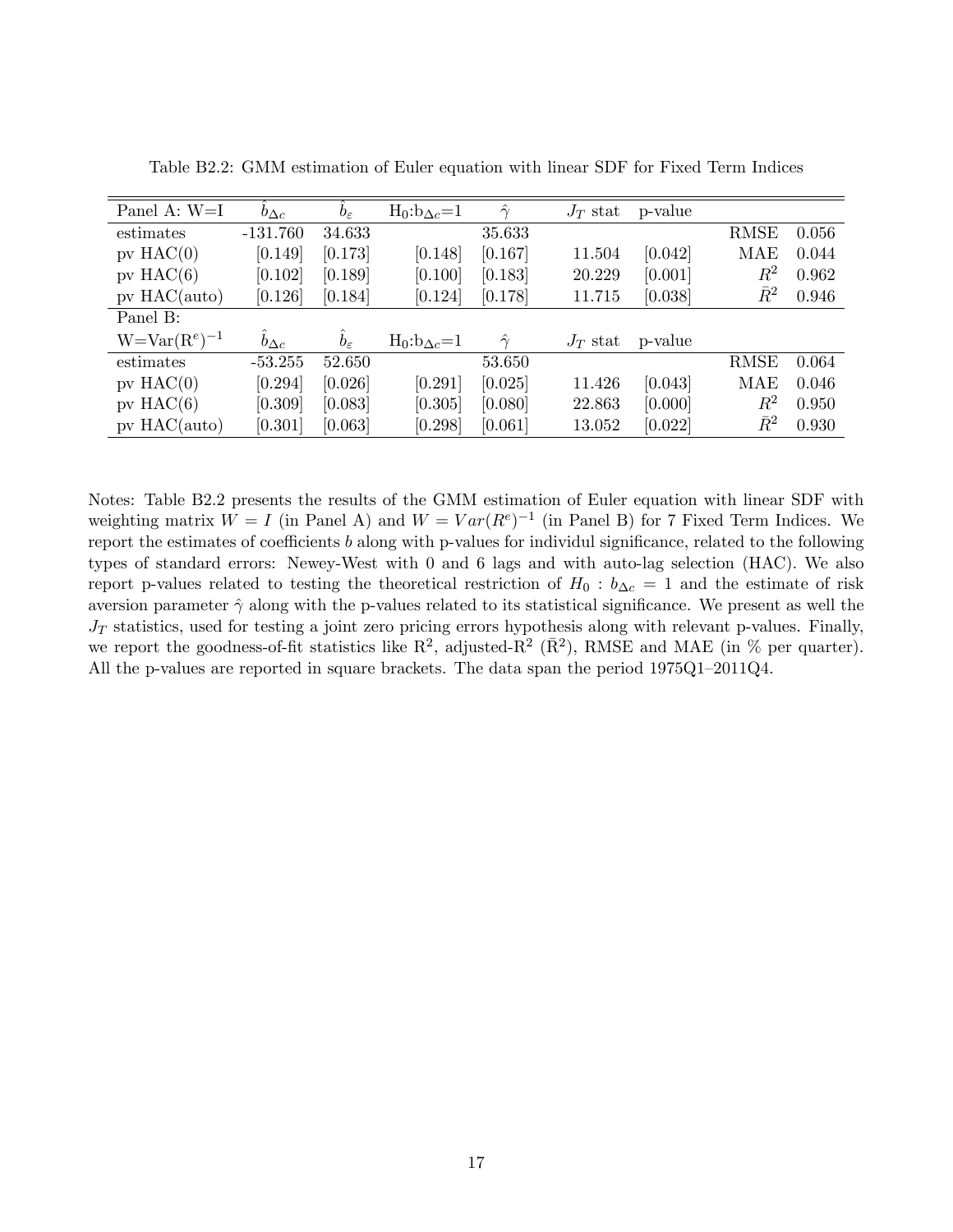Table B2.2: GMM estimation of Euler equation with linear SDF for Fixed Term Indices

| Panel A: W=I | $\hat{b}_{\Delta c}$ | $\hat{b}_{\varepsilon}$ | $H_0$:$b_{\Delta c}$=1 | $\hat{\gamma}$ | $J_T$ stat | p-value | | |
|---|---|---|---|---|---|---|---|---|
| estimates | -131.760 | 34.633 | | 35.633 | | | RMSE | 0.056 |
| pv HAC(0) | [0.149] | [0.173] | [0.148] | [0.167] | 11.504 | [0.042] | MAE | 0.044 |
| pv HAC(6) | [0.102] | [0.189] | [0.100] | [0.183] | 20.229 | [0.001] | $R^2$ | 0.962 |
| pv HAC(auto) | [0.126] | [0.184] | [0.124] | [0.178] | 11.715 | [0.038] | $\bar{R}^2$ | 0.946 |
| Panel B: | | | | | | | | |
| W=Var($R^e$)$^{-1}$ | $\hat{b}_{\Delta c}$ | $\hat{b}_{\varepsilon}$ | $H_0$:$b_{\Delta c}$=1 | $\hat{\gamma}$ | $J_T$ stat | p-value | | |
| estimates | -53.255 | 52.650 | | 53.650 | | | RMSE | 0.064 |
| pv HAC(0) | [0.294] | [0.026] | [0.291] | [0.025] | 11.426 | [0.043] | MAE | 0.046 |
| pv HAC(6) | [0.309] | [0.083] | [0.305] | [0.080] | 22.863 | [0.000] | $R^2$ | 0.950 |
| pv HAC(auto) | [0.301] | [0.063] | [0.298] | [0.061] | 13.052 | [0.022] | $\bar{R}^2$ | 0.930 |

Notes: Table B2.2 presents the results of the GMM estimation of Euler equation with linear SDF with weighting matrix $W = I$ (in Panel A) and $W = Var(R^e)^{-1}$ (in Panel B) for 7 Fixed Term Indices. We report the estimates of coefficients $b$ along with p-values for individul significance, related to the following types of standard errors: Newey-West with 0 and 6 lags and with auto-lag selection (HAC). We also report p-values related to testing the theoretical restriction of $H_0 : b_{\Delta c} = 1$ and the estimate of risk aversion parameter $\hat{\gamma}$ along with the p-values related to its statistical significance. We present as well the $J_T$ statistics, used for testing a joint zero pricing errors hypothesis along with relevant p-values. Finally, we report the goodness-of-fit statistics like $R^2$, adjusted-$R^2$ ($\bar{R}^2$), RMSE and MAE (in % per quarter). All the p-values are reported in square brackets. The data span the period 1975Q1–2011Q4.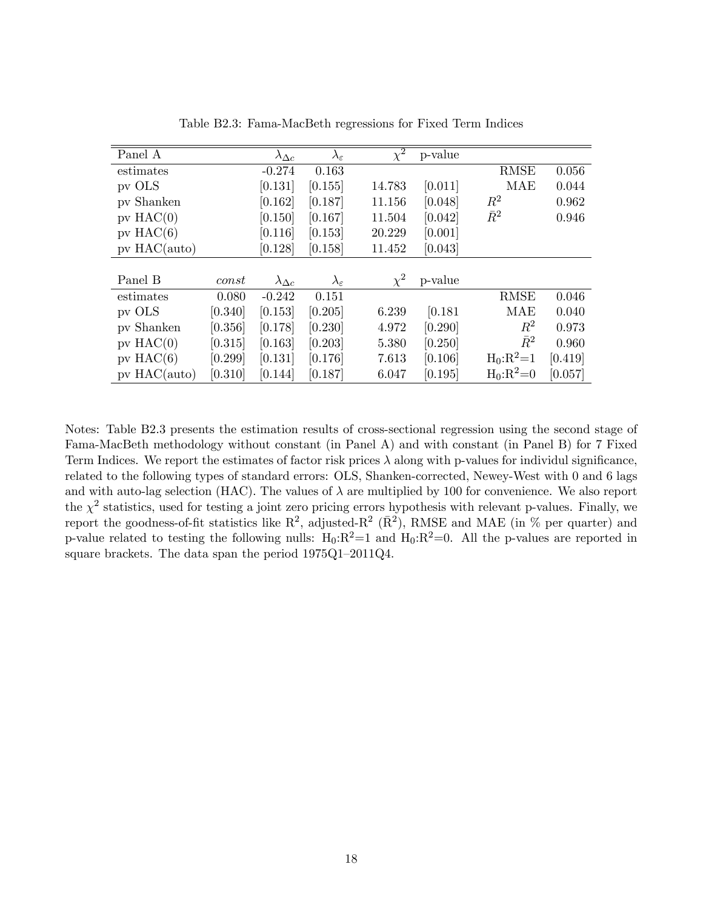Table B2.3: Fama-MacBeth regressions for Fixed Term Indices

| Panel A | | $\lambda_{\Delta c}$ | $\lambda_{\varepsilon}$ | $\chi^2$ | p-value | | |
|---|---|---|---|---|---|---|---|
| estimates | | -0.274 | 0.163 | | | RMSE | 0.056 |
| pv OLS | | [0.131] | [0.155] | 14.783 | [0.011] | MAE | 0.044 |
| pv Shanken | | [0.162] | [0.187] | 11.156 | [0.048] | $R^2$ | 0.962 |
| pv HAC(0) | | [0.150] | [0.167] | 11.504 | [0.042] | $\bar{R}^2$ | 0.946 |
| pv HAC(6) | | [0.116] | [0.153] | 20.229 | [0.001] | | |
| pv HAC(auto) | | [0.128] | [0.158] | 11.452 | [0.043] | | |
| | | | | | | | |
| **Panel B** | *const* | $\lambda_{\Delta c}$ | $\lambda_{\varepsilon}$ | $\chi^2$ | p-value | | |
| estimates | 0.080 | -0.242 | 0.151 | | | RMSE | 0.046 |
| pv OLS | [0.340] | [0.153] | [0.205] | 6.239 | [0.181 | MAE | 0.040 |
| pv Shanken | [0.356] | [0.178] | [0.230] | 4.972 | [0.290] | $R^2$ | 0.973 |
| pv HAC(0) | [0.315] | [0.163] | [0.203] | 5.380 | [0.250] | $\bar{R}^2$ | 0.960 |
| pv HAC(6) | [0.299] | [0.131] | [0.176] | 7.613 | [0.106] | $H_0$:$R^2$=1 | [0.419] |
| pv HAC(auto) | [0.310] | [0.144] | [0.187] | 6.047 | [0.195] | $H_0$:$R^2$=0 | [0.057] |

Notes: Table B2.3 presents the estimation results of cross-sectional regression using the second stage of Fama-MacBeth methodology without constant (in Panel A) and with constant (in Panel B) for 7 Fixed Term Indices. We report the estimates of factor risk prices $\lambda$ along with p-values for individul significance, related to the following types of standard errors: OLS, Shanken-corrected, Newey-West with 0 and 6 lags and with auto-lag selection (HAC). The values of $\lambda$ are multiplied by 100 for convenience. We also report the $\chi^2$ statistics, used for testing a joint zero pricing errors hypothesis with relevant p-values. Finally, we report the goodness-of-fit statistics like $R^2$, adjusted-$R^2$ ($\bar{R}^2$), RMSE and MAE (in % per quarter) and p-value related to testing the following nulls: $H_0$:$R^2$=1 and $H_0$:$R^2$=0. All the p-values are reported in square brackets. The data span the period 1975Q1–2011Q4.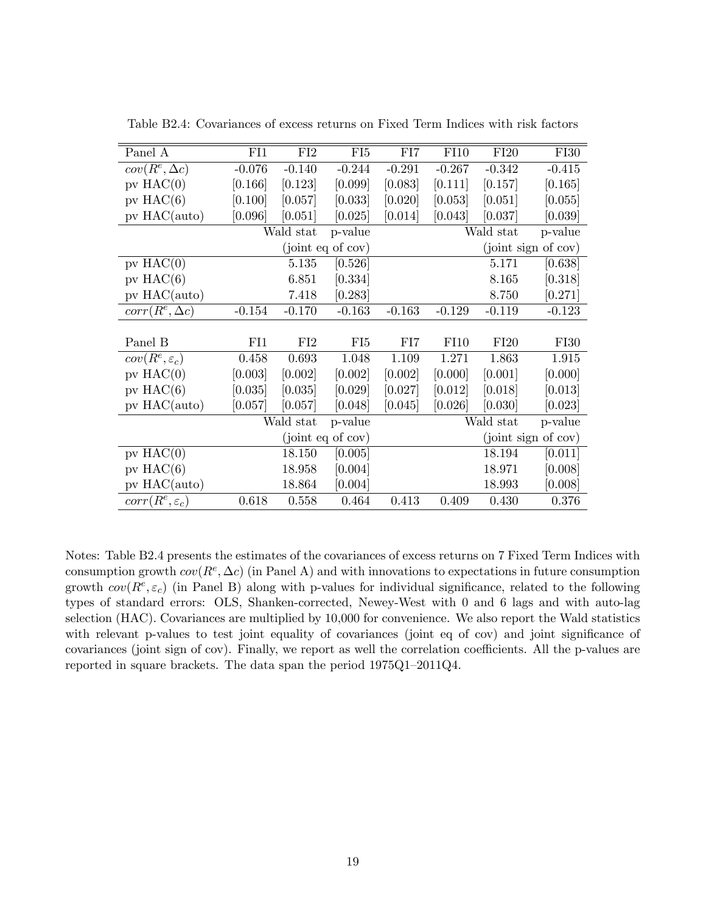Table B2.4: Covariances of excess returns on Fixed Term Indices with risk factors

| Panel A | FI1 | FI2 | FI5 | FI7 | FI10 | FI20 | FI30 |
|---|---|---|---|---|---|---|---|
| $cov(R^e, \Delta c)$ | -0.076 | -0.140 | -0.244 | -0.291 | -0.267 | -0.342 | -0.415 |
| pv HAC(0) | [0.166] | [0.123] | [0.099] | [0.083] | [0.111] | [0.157] | [0.165] |
| pv HAC(6) | [0.100] | [0.057] | [0.033] | [0.020] | [0.053] | [0.051] | [0.055] |
| pv HAC(auto) | [0.096] | [0.051] | [0.025] | [0.014] | [0.043] | [0.037] | [0.039] |
| | | Wald stat | p-value | | | Wald stat | p-value |
| | | (joint eq of cov) | | | | (joint sign of cov) | |
| pv HAC(0) | | 5.135 | [0.526] | | | 5.171 | [0.638] |
| pv HAC(6) | | 6.851 | [0.334] | | | 8.165 | [0.318] |
| pv HAC(auto) | | 7.418 | [0.283] | | | 8.750 | [0.271] |
| $corr(R^e, \Delta c)$ | -0.154 | -0.170 | -0.163 | -0.163 | -0.129 | -0.119 | -0.123 |

| Panel B | FI1 | FI2 | FI5 | FI7 | FI10 | FI20 | FI30 |
|---|---|---|---|---|---|---|---|
| $cov(R^e, \varepsilon_c)$ | 0.458 | 0.693 | 1.048 | 1.109 | 1.271 | 1.863 | 1.915 |
| pv HAC(0) | [0.003] | [0.002] | [0.002] | [0.002] | [0.000] | [0.001] | [0.000] |
| pv HAC(6) | [0.035] | [0.035] | [0.029] | [0.027] | [0.012] | [0.018] | [0.013] |
| pv HAC(auto) | [0.057] | [0.057] | [0.048] | [0.045] | [0.026] | [0.030] | [0.023] |
| | | Wald stat | p-value | | | Wald stat | p-value |
| | | (joint eq of cov) | | | | (joint sign of cov) | |
| pv HAC(0) | | 18.150 | [0.005] | | | 18.194 | [0.011] |
| pv HAC(6) | | 18.958 | [0.004] | | | 18.971 | [0.008] |
| pv HAC(auto) | | 18.864 | [0.004] | | | 18.993 | [0.008] |
| $corr(R^e, \varepsilon_c)$ | 0.618 | 0.558 | 0.464 | 0.413 | 0.409 | 0.430 | 0.376 |

Notes: Table B2.4 presents the estimates of the covariances of excess returns on 7 Fixed Term Indices with consumption growth $cov(R^e, \Delta c)$ (in Panel A) and with innovations to expectations in future consumption growth $cov(R^e, \varepsilon_c)$ (in Panel B) along with p-values for individual significance, related to the following types of standard errors: OLS, Shanken-corrected, Newey-West with 0 and 6 lags and with auto-lag selection (HAC). Covariances are multiplied by 10,000 for convenience. We also report the Wald statistics with relevant p-values to test joint equality of covariances (joint eq of cov) and joint significance of covariances (joint sign of cov). Finally, we report as well the correlation coefficients. All the p-values are reported in square brackets. The data span the period 1975Q1–2011Q4.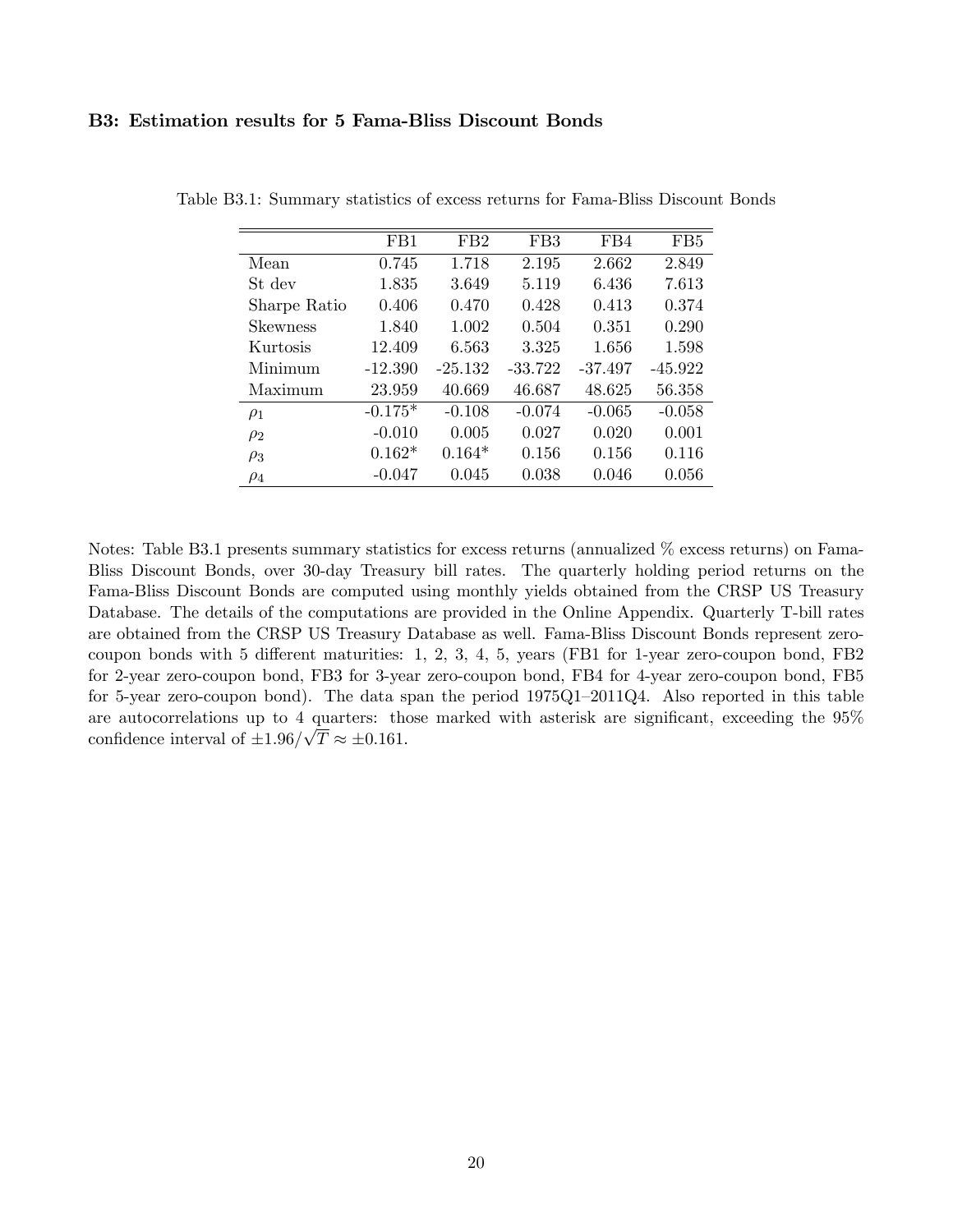### B3: Estimation results for 5 Fama-Bliss Discount Bonds

Table B3.1: Summary statistics of excess returns for Fama-Bliss Discount Bonds

| | FB1 | FB2 | FB3 | FB4 | FB5 |
|---|---|---|---|---|---|
| Mean | 0.745 | 1.718 | 2.195 | 2.662 | 2.849 |
| St dev | 1.835 | 3.649 | 5.119 | 6.436 | 7.613 |
| Sharpe Ratio | 0.406 | 0.470 | 0.428 | 0.413 | 0.374 |
| Skewness | 1.840 | 1.002 | 0.504 | 0.351 | 0.290 |
| Kurtosis | 12.409 | 6.563 | 3.325 | 1.656 | 1.598 |
| Minimum | -12.390 | -25.132 | -33.722 | -37.497 | -45.922 |
| Maximum | 23.959 | 40.669 | 46.687 | 48.625 | 56.358 |
| $\rho_1$ | -0.175* | -0.108 | -0.074 | -0.065 | -0.058 |
| $\rho_2$ | -0.010 | 0.005 | 0.027 | 0.020 | 0.001 |
| $\rho_3$ | 0.162* | 0.164* | 0.156 | 0.156 | 0.116 |
| $\rho_4$ | -0.047 | 0.045 | 0.038 | 0.046 | 0.056 |

Notes: Table B3.1 presents summary statistics for excess returns (annualized % excess returns) on Fama-Bliss Discount Bonds, over 30-day Treasury bill rates. The quarterly holding period returns on the Fama-Bliss Discount Bonds are computed using monthly yields obtained from the CRSP US Treasury Database. The details of the computations are provided in the Online Appendix. Quarterly T-bill rates are obtained from the CRSP US Treasury Database as well. Fama-Bliss Discount Bonds represent zero-coupon bonds with 5 different maturities: 1, 2, 3, 4, 5, years (FB1 for 1-year zero-coupon bond, FB2 for 2-year zero-coupon bond, FB3 for 3-year zero-coupon bond, FB4 for 4-year zero-coupon bond, FB5 for 5-year zero-coupon bond). The data span the period 1975Q1–2011Q4. Also reported in this table are autocorrelations up to 4 quarters: those marked with asterisk are significant, exceeding the 95% confidence interval of $\pm 1.96/\sqrt{T} \approx \pm 0.161$.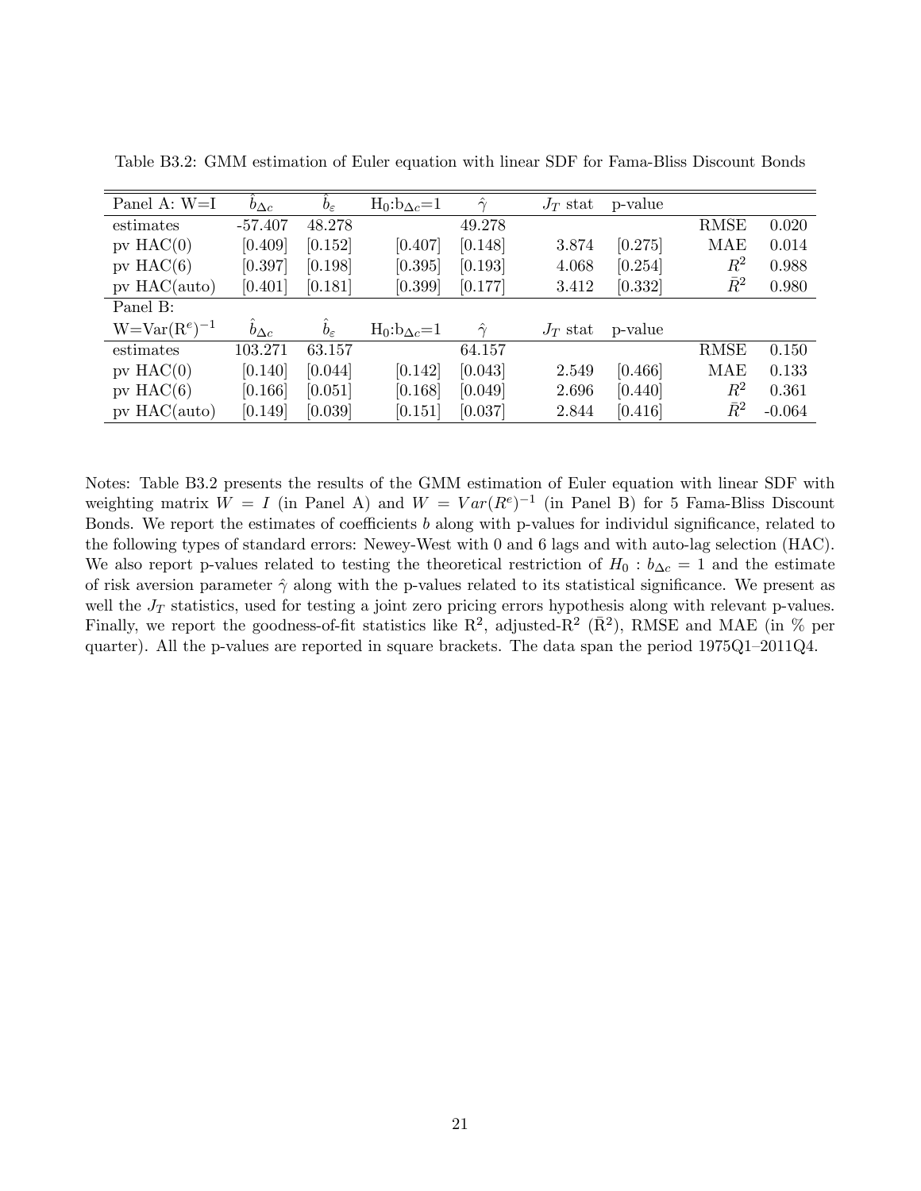Table B3.2: GMM estimation of Euler equation with linear SDF for Fama-Bliss Discount Bonds

| Panel A: W=I | $\hat{b}_{\Delta c}$ | $\hat{b}_{\varepsilon}$ | $H_0$:$b_{\Delta c}$=1 | $\hat{\gamma}$ | $J_T$ stat | p-value | | |
|---|---|---|---|---|---|---|---|---|
| estimates | -57.407 | 48.278 | | 49.278 | | | RMSE | 0.020 |
| pv HAC(0) | [0.409] | [0.152] | [0.407] | [0.148] | 3.874 | [0.275] | MAE | 0.014 |
| pv HAC(6) | [0.397] | [0.198] | [0.395] | [0.193] | 4.068 | [0.254] | $R^2$ | 0.988 |
| pv HAC(auto) | [0.401] | [0.181] | [0.399] | [0.177] | 3.412 | [0.332] | $\bar{R}^2$ | 0.980 |
| Panel B: W=Var($R^e$)$^{-1}$ | $\hat{b}_{\Delta c}$ | $\hat{b}_{\varepsilon}$ | $H_0$:$b_{\Delta c}$=1 | $\hat{\gamma}$ | $J_T$ stat | p-value | | |
| estimates | 103.271 | 63.157 | | 64.157 | | | RMSE | 0.150 |
| pv HAC(0) | [0.140] | [0.044] | [0.142] | [0.043] | 2.549 | [0.466] | MAE | 0.133 |
| pv HAC(6) | [0.166] | [0.051] | [0.168] | [0.049] | 2.696 | [0.440] | $R^2$ | 0.361 |
| pv HAC(auto) | [0.149] | [0.039] | [0.151] | [0.037] | 2.844 | [0.416] | $\bar{R}^2$ | -0.064 |

Notes: Table B3.2 presents the results of the GMM estimation of Euler equation with linear SDF with weighting matrix $W = I$ (in Panel A) and $W = Var(R^e)^{-1}$ (in Panel B) for 5 Fama-Bliss Discount Bonds. We report the estimates of coefficients $b$ along with p-values for individul significance, related to the following types of standard errors: Newey-West with 0 and 6 lags and with auto-lag selection (HAC). We also report p-values related to testing the theoretical restriction of $H_0 : b_{\Delta c} = 1$ and the estimate of risk aversion parameter $\hat{\gamma}$ along with the p-values related to its statistical significance. We present as well the $J_T$ statistics, used for testing a joint zero pricing errors hypothesis along with relevant p-values. Finally, we report the goodness-of-fit statistics like $R^2$, adjusted-$R^2$ ($\bar{R}^2$), RMSE and MAE (in % per quarter). All the p-values are reported in square brackets. The data span the period 1975Q1–2011Q4.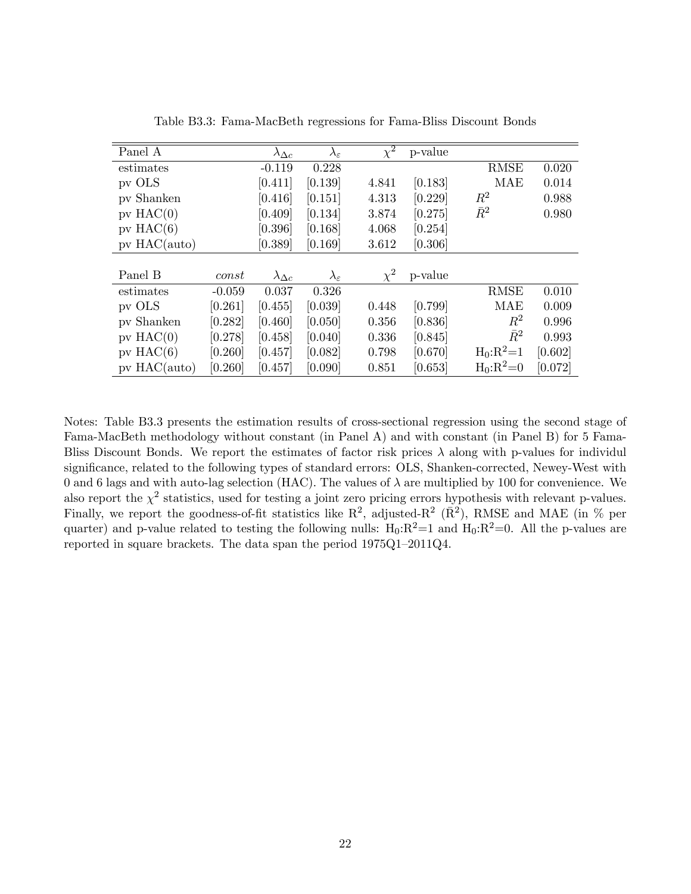Table B3.3: Fama-MacBeth regressions for Fama-Bliss Discount Bonds

| Panel A | | $\lambda_{\Delta c}$ | $\lambda_{\varepsilon}$ | $\chi^2$ | p-value | | |
|---|---|---|---|---|---|---|---|
| estimates | | -0.119 | 0.228 | | | RMSE | 0.020 |
| pv OLS | | [0.411] | [0.139] | 4.841 | [0.183] | MAE | 0.014 |
| pv Shanken | | [0.416] | [0.151] | 4.313 | [0.229] | $R^2$ | 0.988 |
| pv HAC(0) | | [0.409] | [0.134] | 3.874 | [0.275] | $\bar{R}^2$ | 0.980 |
| pv HAC(6) | | [0.396] | [0.168] | 4.068 | [0.254] | | |
| pv HAC(auto) | | [0.389] | [0.169] | 3.612 | [0.306] | | |

| Panel B | *const* | $\lambda_{\Delta c}$ | $\lambda_{\varepsilon}$ | $\chi^2$ | p-value | | |
|---|---|---|---|---|---|---|---|
| estimates | -0.059 | 0.037 | 0.326 | | | RMSE | 0.010 |
| pv OLS | [0.261] | [0.455] | [0.039] | 0.448 | [0.799] | MAE | 0.009 |
| pv Shanken | [0.282] | [0.460] | [0.050] | 0.356 | [0.836] | $R^2$ | 0.996 |
| pv HAC(0) | [0.278] | [0.458] | [0.040] | 0.336 | [0.845] | $\bar{R}^2$ | 0.993 |
| pv HAC(6) | [0.260] | [0.457] | [0.082] | 0.798 | [0.670] | $H_0$:$R^2$=1 | [0.602] |
| pv HAC(auto) | [0.260] | [0.457] | [0.090] | 0.851 | [0.653] | $H_0$:$R^2$=0 | [0.072] |

Notes: Table B3.3 presents the estimation results of cross-sectional regression using the second stage of Fama-MacBeth methodology without constant (in Panel A) and with constant (in Panel B) for 5 Fama-Bliss Discount Bonds. We report the estimates of factor risk prices $\lambda$ along with p-values for individul significance, related to the following types of standard errors: OLS, Shanken-corrected, Newey-West with 0 and 6 lags and with auto-lag selection (HAC). The values of $\lambda$ are multiplied by 100 for convenience. We also report the $\chi^2$ statistics, used for testing a joint zero pricing errors hypothesis with relevant p-values. Finally, we report the goodness-of-fit statistics like $R^2$, adjusted-$R^2$ ($\bar{R}^2$), RMSE and MAE (in % per quarter) and p-value related to testing the following nulls: $H_0$:$R^2$=1 and $H_0$:$R^2$=0. All the p-values are reported in square brackets. The data span the period 1975Q1–2011Q4.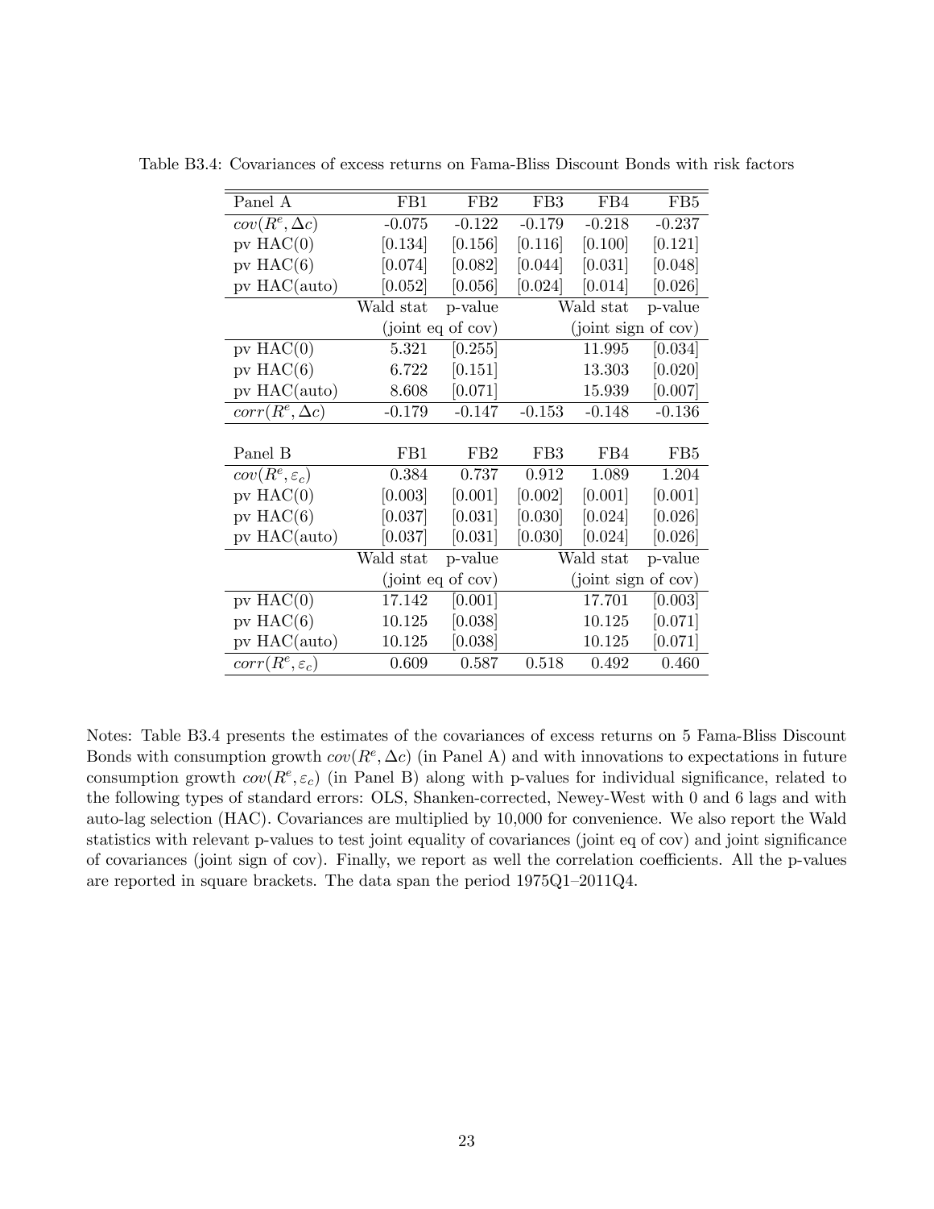Table B3.4: Covariances of excess returns on Fama-Bliss Discount Bonds with risk factors

| Panel A | FB1 | FB2 | FB3 | FB4 | FB5 |
|---|---|---|---|---|---|
| $cov(R^e, \Delta c)$ | -0.075 | -0.122 | -0.179 | -0.218 | -0.237 |
| pv HAC(0) | [0.134] | [0.156] | [0.116] | [0.100] | [0.121] |
| pv HAC(6) | [0.074] | [0.082] | [0.044] | [0.031] | [0.048] |
| pv HAC(auto) | [0.052] | [0.056] | [0.024] | [0.014] | [0.026] |
| | Wald stat | p-value | | Wald stat | p-value |
| | (joint eq of cov) | | | (joint sign of cov) | |
| pv HAC(0) | 5.321 | [0.255] | | 11.995 | [0.034] |
| pv HAC(6) | 6.722 | [0.151] | | 13.303 | [0.020] |
| pv HAC(auto) | 8.608 | [0.071] | | 15.939 | [0.007] |
| $corr(R^e, \Delta c)$ | -0.179 | -0.147 | -0.153 | -0.148 | -0.136 |

| Panel B | FB1 | FB2 | FB3 | FB4 | FB5 |
|---|---|---|---|---|---|
| $cov(R^e, \varepsilon_c)$ | 0.384 | 0.737 | 0.912 | 1.089 | 1.204 |
| pv HAC(0) | [0.003] | [0.001] | [0.002] | [0.001] | [0.001] |
| pv HAC(6) | [0.037] | [0.031] | [0.030] | [0.024] | [0.026] |
| pv HAC(auto) | [0.037] | [0.031] | [0.030] | [0.024] | [0.026] |
| | Wald stat | p-value | | Wald stat | p-value |
| | (joint eq of cov) | | | (joint sign of cov) | |
| pv HAC(0) | 17.142 | [0.001] | | 17.701 | [0.003] |
| pv HAC(6) | 10.125 | [0.038] | | 10.125 | [0.071] |
| pv HAC(auto) | 10.125 | [0.038] | | 10.125 | [0.071] |
| $corr(R^e, \varepsilon_c)$ | 0.609 | 0.587 | 0.518 | 0.492 | 0.460 |

Notes: Table B3.4 presents the estimates of the covariances of excess returns on 5 Fama-Bliss Discount Bonds with consumption growth $cov(R^e, \Delta c)$ (in Panel A) and with innovations to expectations in future consumption growth $cov(R^e, \varepsilon_c)$ (in Panel B) along with p-values for individual significance, related to the following types of standard errors: OLS, Shanken-corrected, Newey-West with 0 and 6 lags and with auto-lag selection (HAC). Covariances are multiplied by 10,000 for convenience. We also report the Wald statistics with relevant p-values to test joint equality of covariances (joint eq of cov) and joint significance of covariances (joint sign of cov). Finally, we report as well the correlation coefficients. All the p-values are reported in square brackets. The data span the period 1975Q1–2011Q4.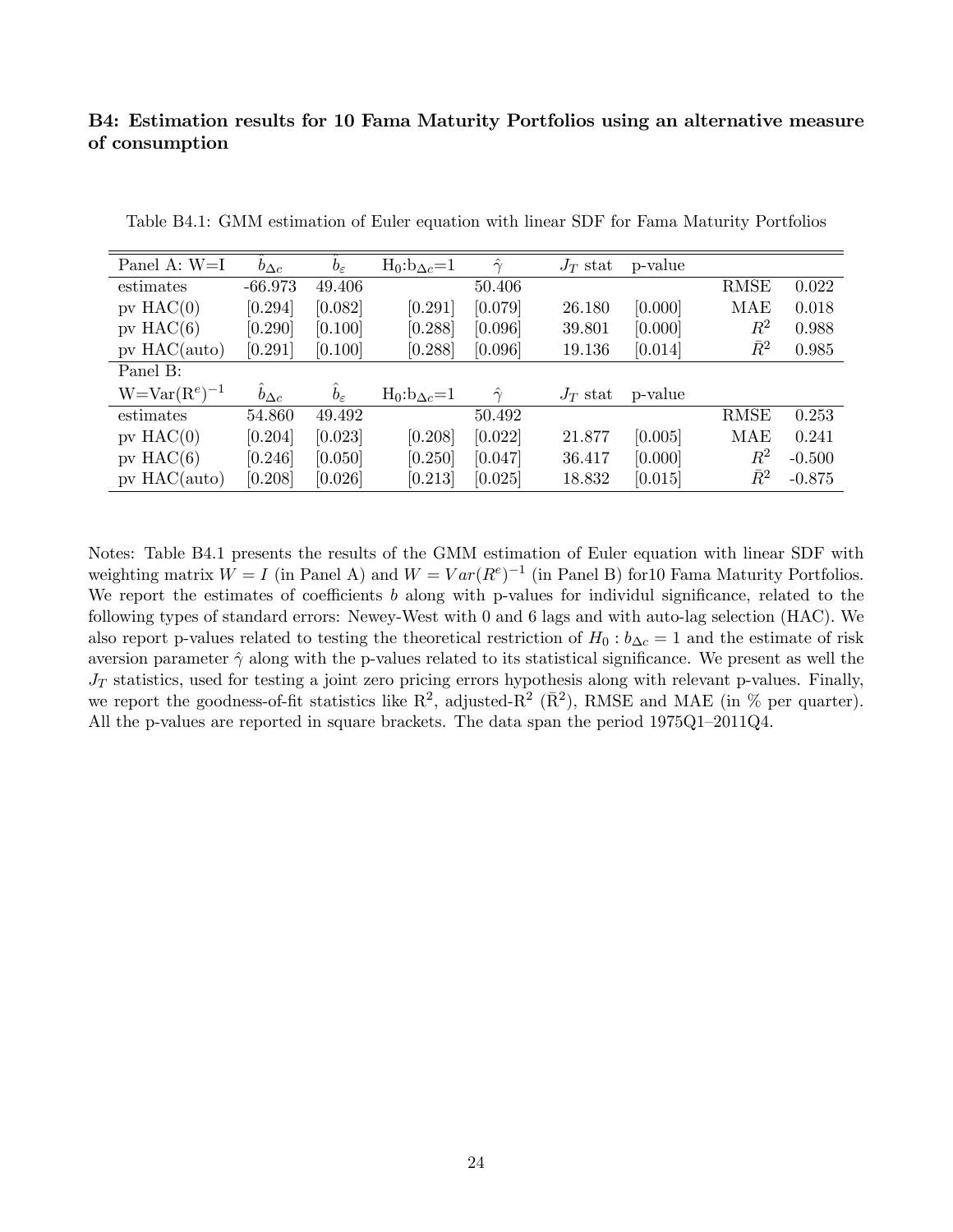### B4: Estimation results for 10 Fama Maturity Portfolios using an alternative measure of consumption

Table B4.1: GMM estimation of Euler equation with linear SDF for Fama Maturity Portfolios

| Panel A: W=I | $\hat{b}_{\Delta c}$ | $\hat{b}_{\varepsilon}$ | H$_0$:b$_{\Delta c}$=1 | $\hat{\gamma}$ | $J_T$ stat | p-value | | |
|---|---|---|---|---|---|---|---|---|
| estimates | -66.973 | 49.406 | | 50.406 | | | RMSE | 0.022 |
| pv HAC(0) | [0.294] | [0.082] | [0.291] | [0.079] | 26.180 | [0.000] | MAE | 0.018 |
| pv HAC(6) | [0.290] | [0.100] | [0.288] | [0.096] | 39.801 | [0.000] | $R^2$ | 0.988 |
| pv HAC(auto) | [0.291] | [0.100] | [0.288] | [0.096] | 19.136 | [0.014] | $\bar{R}^2$ | 0.985 |
| Panel B: W=Var(R$^e$)$^{-1}$ | $\hat{b}_{\Delta c}$ | $\hat{b}_{\varepsilon}$ | H$_0$:b$_{\Delta c}$=1 | $\hat{\gamma}$ | $J_T$ stat | p-value | | |
| estimates | 54.860 | 49.492 | | 50.492 | | | RMSE | 0.253 |
| pv HAC(0) | [0.204] | [0.023] | [0.208] | [0.022] | 21.877 | [0.005] | MAE | 0.241 |
| pv HAC(6) | [0.246] | [0.050] | [0.250] | [0.047] | 36.417 | [0.000] | $R^2$ | -0.500 |
| pv HAC(auto) | [0.208] | [0.026] | [0.213] | [0.025] | 18.832 | [0.015] | $\bar{R}^2$ | -0.875 |

Notes: Table B4.1 presents the results of the GMM estimation of Euler equation with linear SDF with weighting matrix $W = I$ (in Panel A) and $W = Var(R^e)^{-1}$ (in Panel B) for10 Fama Maturity Portfolios. We report the estimates of coefficients $b$ along with p-values for individul significance, related to the following types of standard errors: Newey-West with 0 and 6 lags and with auto-lag selection (HAC). We also report p-values related to testing the theoretical restriction of $H_0 : b_{\Delta c} = 1$ and the estimate of risk aversion parameter $\hat{\gamma}$ along with the p-values related to its statistical significance. We present as well the $J_T$ statistics, used for testing a joint zero pricing errors hypothesis along with relevant p-values. Finally, we report the goodness-of-fit statistics like R$^2$, adjusted-R$^2$ ($\bar{\text{R}}^2$), RMSE and MAE (in % per quarter). All the p-values are reported in square brackets. The data span the period 1975Q1–2011Q4.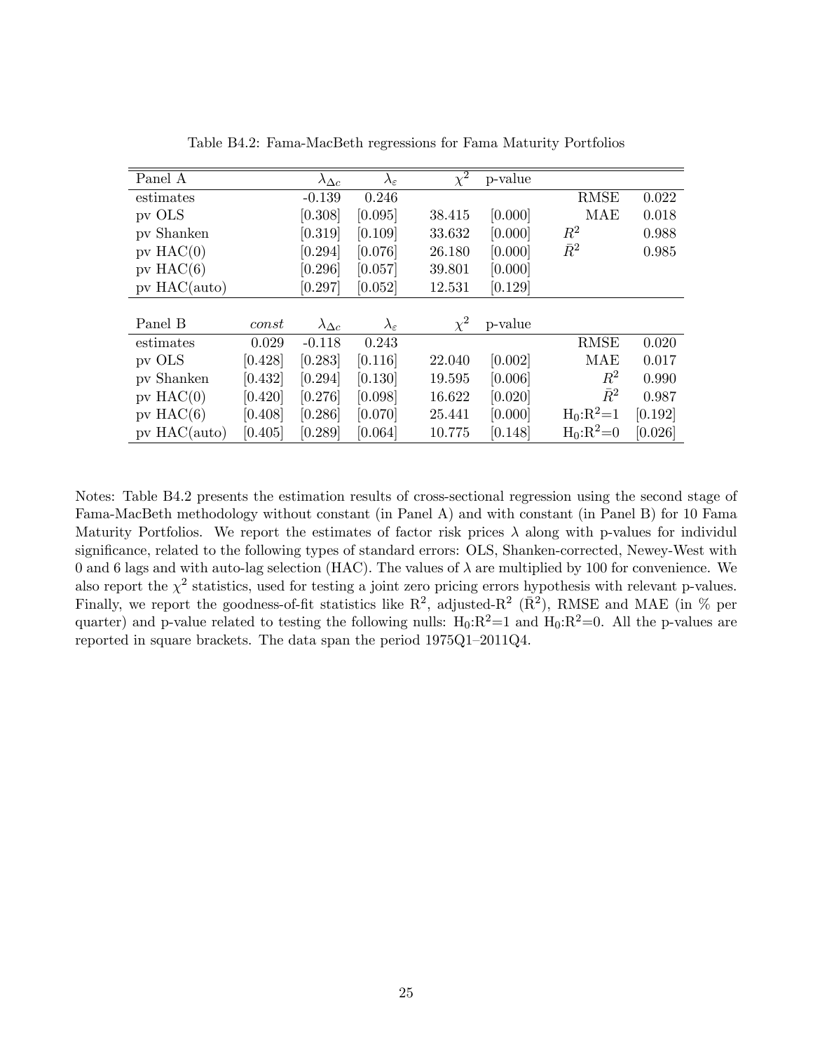Table B4.2: Fama-MacBeth regressions for Fama Maturity Portfolios

| Panel A | | $\lambda_{\Delta c}$ | $\lambda_{\varepsilon}$ | $\chi^2$ | p-value | | |
|---|---|---|---|---|---|---|---|
| estimates | | -0.139 | 0.246 | | | RMSE | 0.022 |
| pv OLS | | [0.308] | [0.095] | 38.415 | [0.000] | MAE | 0.018 |
| pv Shanken | | [0.319] | [0.109] | 33.632 | [0.000] | $R^2$ | 0.988 |
| pv HAC(0) | | [0.294] | [0.076] | 26.180 | [0.000] | $\bar{R}^2$ | 0.985 |
| pv HAC(6) | | [0.296] | [0.057] | 39.801 | [0.000] | | |
| pv HAC(auto) | | [0.297] | [0.052] | 12.531 | [0.129] | | |
| | | | | | | | |
| **Panel B** | *const* | $\lambda_{\Delta c}$ | $\lambda_{\varepsilon}$ | $\chi^2$ | p-value | | |
| estimates | 0.029 | -0.118 | 0.243 | | | RMSE | 0.020 |
| pv OLS | [0.428] | [0.283] | [0.116] | 22.040 | [0.002] | MAE | 0.017 |
| pv Shanken | [0.432] | [0.294] | [0.130] | 19.595 | [0.006] | $R^2$ | 0.990 |
| pv HAC(0) | [0.420] | [0.276] | [0.098] | 16.622 | [0.020] | $\bar{R}^2$ | 0.987 |
| pv HAC(6) | [0.408] | [0.286] | [0.070] | 25.441 | [0.000] | $H_0$:$R^2$=1 | [0.192] |
| pv HAC(auto) | [0.405] | [0.289] | [0.064] | 10.775 | [0.148] | $H_0$:$R^2$=0 | [0.026] |

Notes: Table B4.2 presents the estimation results of cross-sectional regression using the second stage of Fama-MacBeth methodology without constant (in Panel A) and with constant (in Panel B) for 10 Fama Maturity Portfolios. We report the estimates of factor risk prices $\lambda$ along with p-values for individul significance, related to the following types of standard errors: OLS, Shanken-corrected, Newey-West with 0 and 6 lags and with auto-lag selection (HAC). The values of $\lambda$ are multiplied by 100 for convenience. We also report the $\chi^2$ statistics, used for testing a joint zero pricing errors hypothesis with relevant p-values. Finally, we report the goodness-of-fit statistics like $R^2$, adjusted-$R^2$ ($\bar{R}^2$), RMSE and MAE (in % per quarter) and p-value related to testing the following nulls: $H_0$:$R^2$=1 and $H_0$:$R^2$=0. All the p-values are reported in square brackets. The data span the period 1975Q1–2011Q4.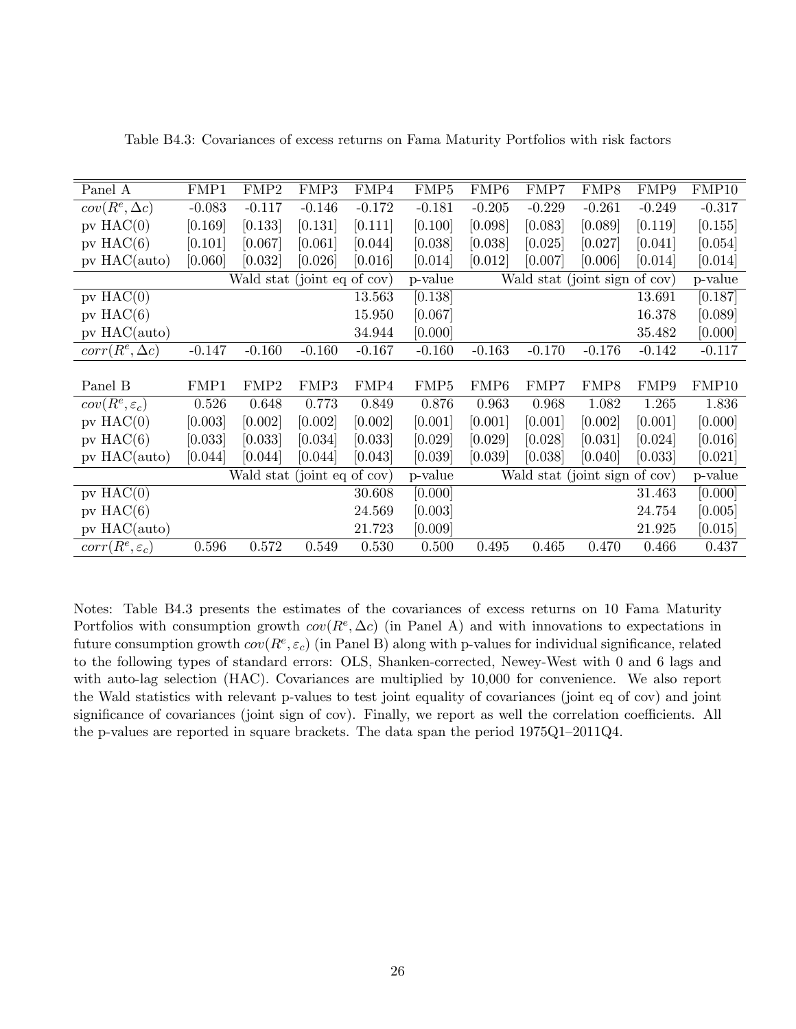Table B4.3: Covariances of excess returns on Fama Maturity Portfolios with risk factors

| Panel A | FMP1 | FMP2 | FMP3 | FMP4 | FMP5 | FMP6 | FMP7 | FMP8 | FMP9 | FMP10 |
|---|---|---|---|---|---|---|---|---|---|---|
| $cov(R^e, \Delta c)$ | -0.083 | -0.117 | -0.146 | -0.172 | -0.181 | -0.205 | -0.229 | -0.261 | -0.249 | -0.317 |
| pv HAC(0) | [0.169] | [0.133] | [0.131] | [0.111] | [0.100] | [0.098] | [0.083] | [0.089] | [0.119] | [0.155] |
| pv HAC(6) | [0.101] | [0.067] | [0.061] | [0.044] | [0.038] | [0.038] | [0.025] | [0.027] | [0.041] | [0.054] |
| pv HAC(auto) | [0.060] | [0.032] | [0.026] | [0.016] | [0.014] | [0.012] | [0.007] | [0.006] | [0.014] | [0.014] |
| | Wald stat (joint eq of cov) | | | | p-value | Wald stat (joint sign of cov) | | | | p-value |
| pv HAC(0) | | | | 13.563 | [0.138] | | | | 13.691 | [0.187] |
| pv HAC(6) | | | | 15.950 | [0.067] | | | | 16.378 | [0.089] |
| pv HAC(auto) | | | | 34.944 | [0.000] | | | | 35.482 | [0.000] |
| $corr(R^e, \Delta c)$ | -0.147 | -0.160 | -0.160 | -0.167 | -0.160 | -0.163 | -0.170 | -0.176 | -0.142 | -0.117 |

| Panel B | FMP1 | FMP2 | FMP3 | FMP4 | FMP5 | FMP6 | FMP7 | FMP8 | FMP9 | FMP10 |
|---|---|---|---|---|---|---|---|---|---|---|
| $cov(R^e, \varepsilon_c)$ | 0.526 | 0.648 | 0.773 | 0.849 | 0.876 | 0.963 | 0.968 | 1.082 | 1.265 | 1.836 |
| pv HAC(0) | [0.003] | [0.002] | [0.002] | [0.002] | [0.001] | [0.001] | [0.001] | [0.002] | [0.001] | [0.000] |
| pv HAC(6) | [0.033] | [0.033] | [0.034] | [0.033] | [0.029] | [0.029] | [0.028] | [0.031] | [0.024] | [0.016] |
| pv HAC(auto) | [0.044] | [0.044] | [0.044] | [0.043] | [0.039] | [0.039] | [0.038] | [0.040] | [0.033] | [0.021] |
| | Wald stat (joint eq of cov) | | | | p-value | Wald stat (joint sign of cov) | | | | p-value |
| pv HAC(0) | | | | 30.608 | [0.000] | | | | 31.463 | [0.000] |
| pv HAC(6) | | | | 24.569 | [0.003] | | | | 24.754 | [0.005] |
| pv HAC(auto) | | | | 21.723 | [0.009] | | | | 21.925 | [0.015] |
| $corr(R^e, \varepsilon_c)$ | 0.596 | 0.572 | 0.549 | 0.530 | 0.500 | 0.495 | 0.465 | 0.470 | 0.466 | 0.437 |

Notes: Table B4.3 presents the estimates of the covariances of excess returns on 10 Fama Maturity Portfolios with consumption growth $cov(R^e, \Delta c)$ (in Panel A) and with innovations to expectations in future consumption growth $cov(R^e, \varepsilon_c)$ (in Panel B) along with p-values for individual significance, related to the following types of standard errors: OLS, Shanken-corrected, Newey-West with 0 and 6 lags and with auto-lag selection (HAC). Covariances are multiplied by 10,000 for convenience. We also report the Wald statistics with relevant p-values to test joint equality of covariances (joint eq of cov) and joint significance of covariances (joint sign of cov). Finally, we report as well the correlation coefficients. All the p-values are reported in square brackets. The data span the period 1975Q1–2011Q4.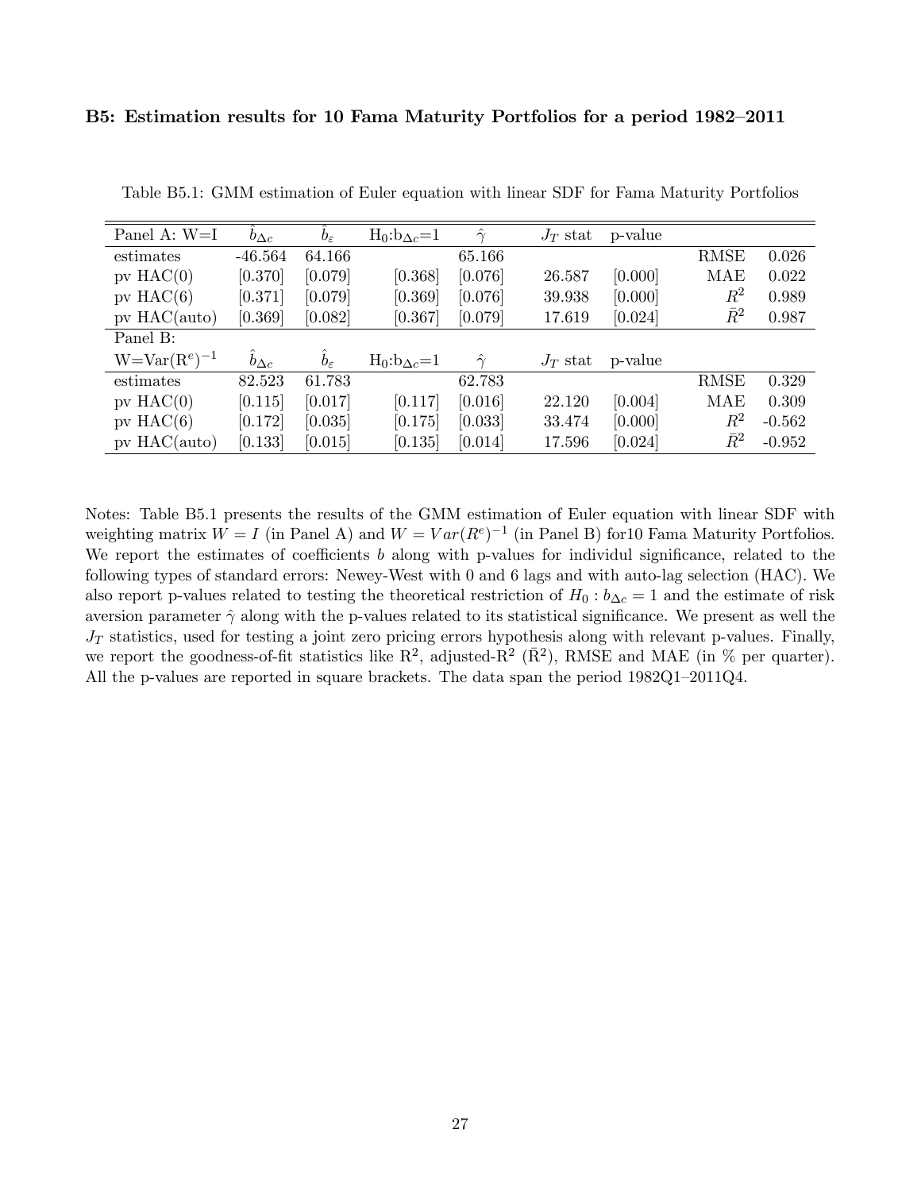### B5: Estimation results for 10 Fama Maturity Portfolios for a period 1982–2011

Table B5.1: GMM estimation of Euler equation with linear SDF for Fama Maturity Portfolios

| Panel A: W=I | $\hat{b}_{\Delta c}$ | $\hat{b}_{\varepsilon}$ | $H_0$:$b_{\Delta c}$=1 | $\hat{\gamma}$ | $J_T$ stat | p-value | | |
|---|---|---|---|---|---|---|---|---|
| estimates | -46.564 | 64.166 | | 65.166 | | | RMSE | 0.026 |
| pv HAC(0) | [0.370] | [0.079] | [0.368] | [0.076] | 26.587 | [0.000] | MAE | 0.022 |
| pv HAC(6) | [0.371] | [0.079] | [0.369] | [0.076] | 39.938 | [0.000] | $R^2$ | 0.989 |
| pv HAC(auto) | [0.369] | [0.082] | [0.367] | [0.079] | 17.619 | [0.024] | $\bar{R}^2$ | 0.987 |
| Panel B: | | | | | | | | |
| W=Var($R^e$)$^{-1}$ | $\hat{b}_{\Delta c}$ | $\hat{b}_{\varepsilon}$ | $H_0$:$b_{\Delta c}$=1 | $\hat{\gamma}$ | $J_T$ stat | p-value | | |
| estimates | 82.523 | 61.783 | | 62.783 | | | RMSE | 0.329 |
| pv HAC(0) | [0.115] | [0.017] | [0.117] | [0.016] | 22.120 | [0.004] | MAE | 0.309 |
| pv HAC(6) | [0.172] | [0.035] | [0.175] | [0.033] | 33.474 | [0.000] | $R^2$ | -0.562 |
| pv HAC(auto) | [0.133] | [0.015] | [0.135] | [0.014] | 17.596 | [0.024] | $\bar{R}^2$ | -0.952 |

Notes: Table B5.1 presents the results of the GMM estimation of Euler equation with linear SDF with weighting matrix $W = I$ (in Panel A) and $W = Var(R^e)^{-1}$ (in Panel B) for10 Fama Maturity Portfolios. We report the estimates of coefficients $b$ along with p-values for individul significance, related to the following types of standard errors: Newey-West with 0 and 6 lags and with auto-lag selection (HAC). We also report p-values related to testing the theoretical restriction of $H_0 : b_{\Delta c} = 1$ and the estimate of risk aversion parameter $\hat{\gamma}$ along with the p-values related to its statistical significance. We present as well the $J_T$ statistics, used for testing a joint zero pricing errors hypothesis along with relevant p-values. Finally, we report the goodness-of-fit statistics like $R^2$, adjusted-$R^2$ ($\bar{R}^2$), RMSE and MAE (in % per quarter). All the p-values are reported in square brackets. The data span the period 1982Q1–2011Q4.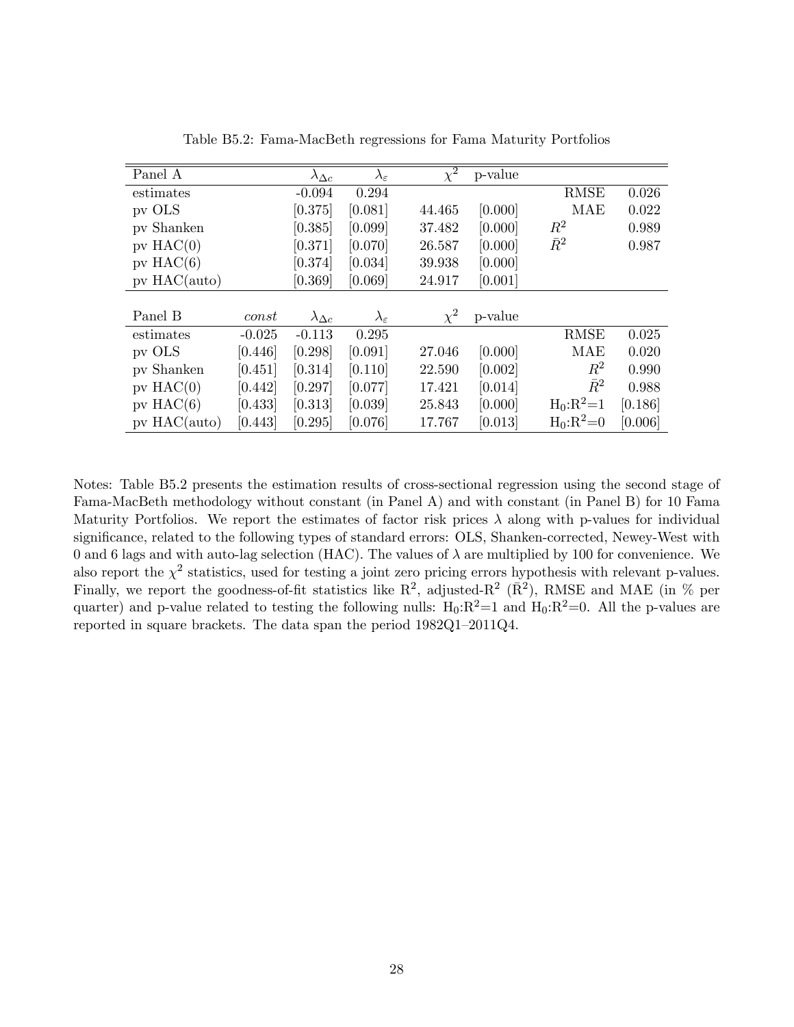Table B5.2: Fama-MacBeth regressions for Fama Maturity Portfolios

| Panel A | | $\lambda_{\Delta c}$ | $\lambda_{\varepsilon}$ | $\chi^2$ | p-value | | |
|---|---|---|---|---|---|---|---|
| estimates | | -0.094 | 0.294 | | | RMSE | 0.026 |
| pv OLS | | [0.375] | [0.081] | 44.465 | [0.000] | MAE | 0.022 |
| pv Shanken | | [0.385] | [0.099] | 37.482 | [0.000] | $R^2$ | 0.989 |
| pv HAC(0) | | [0.371] | [0.070] | 26.587 | [0.000] | $\bar{R}^2$ | 0.987 |
| pv HAC(6) | | [0.374] | [0.034] | 39.938 | [0.000] | | |
| pv HAC(auto) | | [0.369] | [0.069] | 24.917 | [0.001] | | |

| Panel B | *const* | $\lambda_{\Delta c}$ | $\lambda_{\varepsilon}$ | $\chi^2$ | p-value | | |
|---|---|---|---|---|---|---|---|
| estimates | -0.025 | -0.113 | 0.295 | | | RMSE | 0.025 |
| pv OLS | [0.446] | [0.298] | [0.091] | 27.046 | [0.000] | MAE | 0.020 |
| pv Shanken | [0.451] | [0.314] | [0.110] | 22.590 | [0.002] | $R^2$ | 0.990 |
| pv HAC(0) | [0.442] | [0.297] | [0.077] | 17.421 | [0.014] | $\bar{R}^2$ | 0.988 |
| pv HAC(6) | [0.433] | [0.313] | [0.039] | 25.843 | [0.000] | $H_0$:$R^2$=1 | [0.186] |
| pv HAC(auto) | [0.443] | [0.295] | [0.076] | 17.767 | [0.013] | $H_0$:$R^2$=0 | [0.006] |

Notes: Table B5.2 presents the estimation results of cross-sectional regression using the second stage of Fama-MacBeth methodology without constant (in Panel A) and with constant (in Panel B) for 10 Fama Maturity Portfolios. We report the estimates of factor risk prices $\lambda$ along with p-values for individual significance, related to the following types of standard errors: OLS, Shanken-corrected, Newey-West with 0 and 6 lags and with auto-lag selection (HAC). The values of $\lambda$ are multiplied by 100 for convenience. We also report the $\chi^2$ statistics, used for testing a joint zero pricing errors hypothesis with relevant p-values. Finally, we report the goodness-of-fit statistics like $R^2$, adjusted-$R^2$ ($\bar{R}^2$), RMSE and MAE (in % per quarter) and p-value related to testing the following nulls: $H_0$:$R^2$=1 and $H_0$:$R^2$=0. All the p-values are reported in square brackets. The data span the period 1982Q1–2011Q4.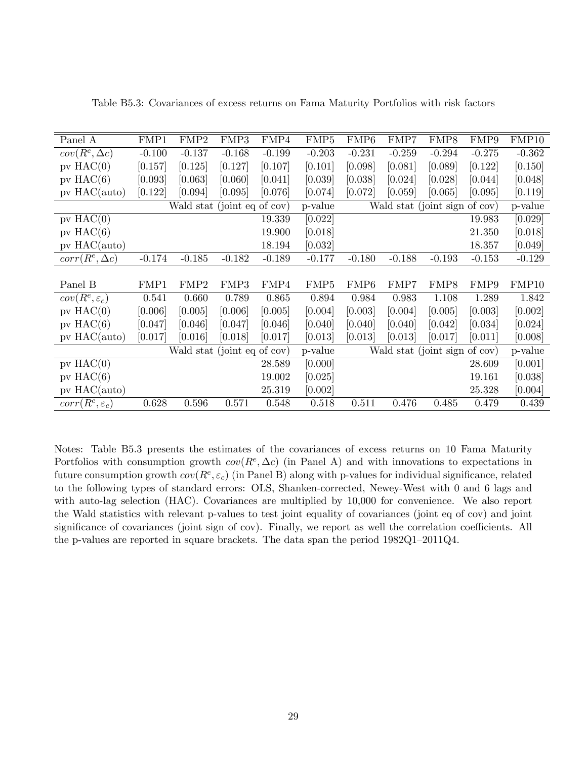Table B5.3: Covariances of excess returns on Fama Maturity Portfolios with risk factors

| Panel A | FMP1 | FMP2 | FMP3 | FMP4 | FMP5 | FMP6 | FMP7 | FMP8 | FMP9 | FMP10 |
|---|---|---|---|---|---|---|---|---|---|---|
| $cov(R^e, \Delta c)$ | -0.100 | -0.137 | -0.168 | -0.199 | -0.203 | -0.231 | -0.259 | -0.294 | -0.275 | -0.362 |
| pv HAC(0) | [0.157] | [0.125] | [0.127] | [0.107] | [0.101] | [0.098] | [0.081] | [0.089] | [0.122] | [0.150] |
| pv HAC(6) | [0.093] | [0.063] | [0.060] | [0.041] | [0.039] | [0.038] | [0.024] | [0.028] | [0.044] | [0.048] |
| pv HAC(auto) | [0.122] | [0.094] | [0.095] | [0.076] | [0.074] | [0.072] | [0.059] | [0.065] | [0.095] | [0.119] |
| | Wald stat (joint eq of cov) | | | | p-value | Wald stat (joint sign of cov) | | | | p-value |
| pv HAC(0) | | | | 19.339 | [0.022] | | | | 19.983 | [0.029] |
| pv HAC(6) | | | | 19.900 | [0.018] | | | | 21.350 | [0.018] |
| pv HAC(auto) | | | | 18.194 | [0.032] | | | | 18.357 | [0.049] |
| $corr(R^e, \Delta c)$ | -0.174 | -0.185 | -0.182 | -0.189 | -0.177 | -0.180 | -0.188 | -0.193 | -0.153 | -0.129 |

| Panel B | FMP1 | FMP2 | FMP3 | FMP4 | FMP5 | FMP6 | FMP7 | FMP8 | FMP9 | FMP10 |
|---|---|---|---|---|---|---|---|---|---|---|
| $cov(R^e, \varepsilon_c)$ | 0.541 | 0.660 | 0.789 | 0.865 | 0.894 | 0.984 | 0.983 | 1.108 | 1.289 | 1.842 |
| pv HAC(0) | [0.006] | [0.005] | [0.006] | [0.005] | [0.004] | [0.003] | [0.004] | [0.005] | [0.003] | [0.002] |
| pv HAC(6) | [0.047] | [0.046] | [0.047] | [0.046] | [0.040] | [0.040] | [0.040] | [0.042] | [0.034] | [0.024] |
| pv HAC(auto) | [0.017] | [0.016] | [0.018] | [0.017] | [0.013] | [0.013] | [0.013] | [0.017] | [0.011] | [0.008] |
| | Wald stat (joint eq of cov) | | | | p-value | Wald stat (joint sign of cov) | | | | p-value |
| pv HAC(0) | | | | 28.589 | [0.000] | | | | 28.609 | [0.001] |
| pv HAC(6) | | | | 19.002 | [0.025] | | | | 19.161 | [0.038] |
| pv HAC(auto) | | | | 25.319 | [0.002] | | | | 25.328 | [0.004] |
| $corr(R^e, \varepsilon_c)$ | 0.628 | 0.596 | 0.571 | 0.548 | 0.518 | 0.511 | 0.476 | 0.485 | 0.479 | 0.439 |

Notes: Table B5.3 presents the estimates of the covariances of excess returns on 10 Fama Maturity Portfolios with consumption growth $cov(R^e, \Delta c)$ (in Panel A) and with innovations to expectations in future consumption growth $cov(R^e, \varepsilon_c)$ (in Panel B) along with p-values for individual significance, related to the following types of standard errors: OLS, Shanken-corrected, Newey-West with 0 and 6 lags and with auto-lag selection (HAC). Covariances are multiplied by 10,000 for convenience. We also report the Wald statistics with relevant p-values to test joint equality of covariances (joint eq of cov) and joint significance of covariances (joint sign of cov). Finally, we report as well the correlation coefficients. All the p-values are reported in square brackets. The data span the period 1982Q1–2011Q4.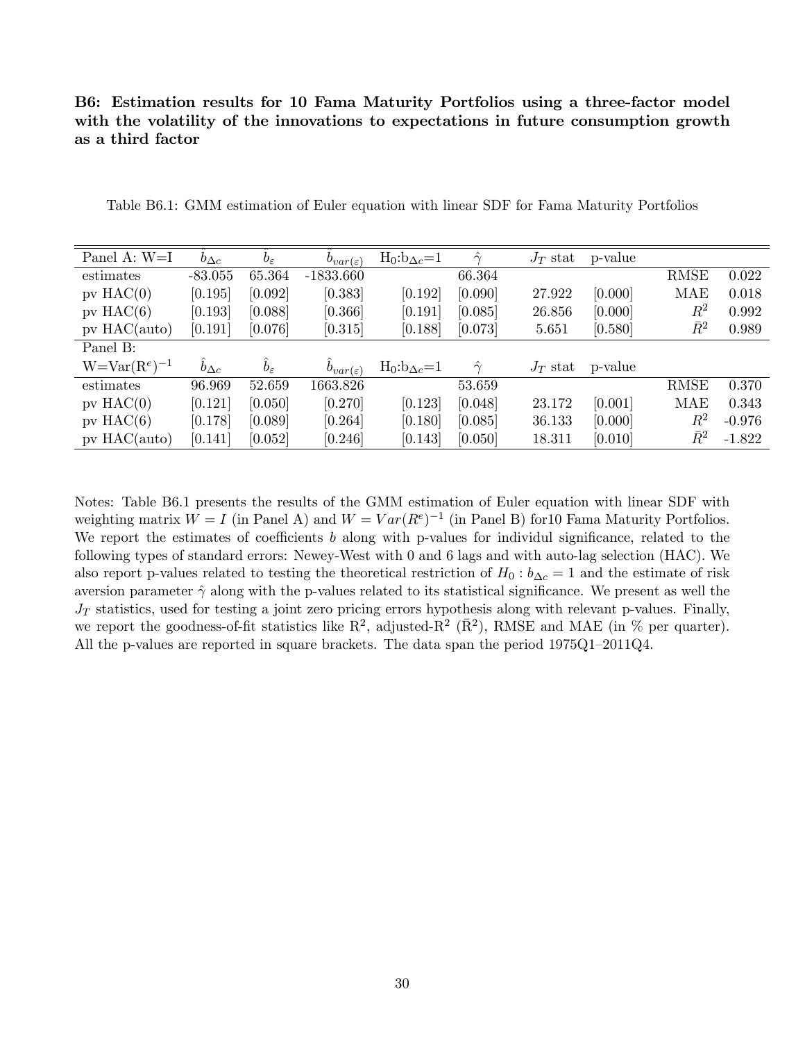**B6: Estimation results for 10 Fama Maturity Portfolios using a three-factor model with the volatility of the innovations to expectations in future consumption growth as a third factor**

Table B6.1: GMM estimation of Euler equation with linear SDF for Fama Maturity Portfolios

| Panel A: W=I | $\hat{b}_{\Delta c}$ | $\hat{b}_{\varepsilon}$ | $\hat{b}_{var(\varepsilon)}$ | $H_0$:$b_{\Delta c}$=1 | $\hat{\gamma}$ | $J_T$ stat | p-value | | |
|---|---|---|---|---|---|---|---|---|---|
| estimates | -83.055 | 65.364 | -1833.660 | | 66.364 | | | RMSE | 0.022 |
| pv HAC(0) | [0.195] | [0.092] | [0.383] | [0.192] | [0.090] | 27.922 | [0.000] | MAE | 0.018 |
| pv HAC(6) | [0.193] | [0.088] | [0.366] | [0.191] | [0.085] | 26.856 | [0.000] | $R^2$ | 0.992 |
| pv HAC(auto) | [0.191] | [0.076] | [0.315] | [0.188] | [0.073] | 5.651 | [0.580] | $\bar{R}^2$ | 0.989 |
| Panel B: $W$=Var$(R^e)^{-1}$ | $\hat{b}_{\Delta c}$ | $\hat{b}_{\varepsilon}$ | $\hat{b}_{var(\varepsilon)}$ | $H_0$:$b_{\Delta c}$=1 | $\hat{\gamma}$ | $J_T$ stat | p-value | | |
| estimates | 96.969 | 52.659 | 1663.826 | | 53.659 | | | RMSE | 0.370 |
| pv HAC(0) | [0.121] | [0.050] | [0.270] | [0.123] | [0.048] | 23.172 | [0.001] | MAE | 0.343 |
| pv HAC(6) | [0.178] | [0.089] | [0.264] | [0.180] | [0.085] | 36.133 | [0.000] | $R^2$ | -0.976 |
| pv HAC(auto) | [0.141] | [0.052] | [0.246] | [0.143] | [0.050] | 18.311 | [0.010] | $\bar{R}^2$ | -1.822 |

Notes: Table B6.1 presents the results of the GMM estimation of Euler equation with linear SDF with weighting matrix $W = I$ (in Panel A) and $W = Var(R^e)^{-1}$ (in Panel B) for10 Fama Maturity Portfolios. We report the estimates of coefficients $b$ along with p-values for individul significance, related to the following types of standard errors: Newey-West with 0 and 6 lags and with auto-lag selection (HAC). We also report p-values related to testing the theoretical restriction of $H_0 : b_{\Delta c} = 1$ and the estimate of risk aversion parameter $\hat{\gamma}$ along with the p-values related to its statistical significance. We present as well the $J_T$ statistics, used for testing a joint zero pricing errors hypothesis along with relevant p-values. Finally, we report the goodness-of-fit statistics like $R^2$, adjusted-$R^2$ ($\bar{R}^2$), RMSE and MAE (in % per quarter). All the p-values are reported in square brackets. The data span the period 1975Q1–2011Q4.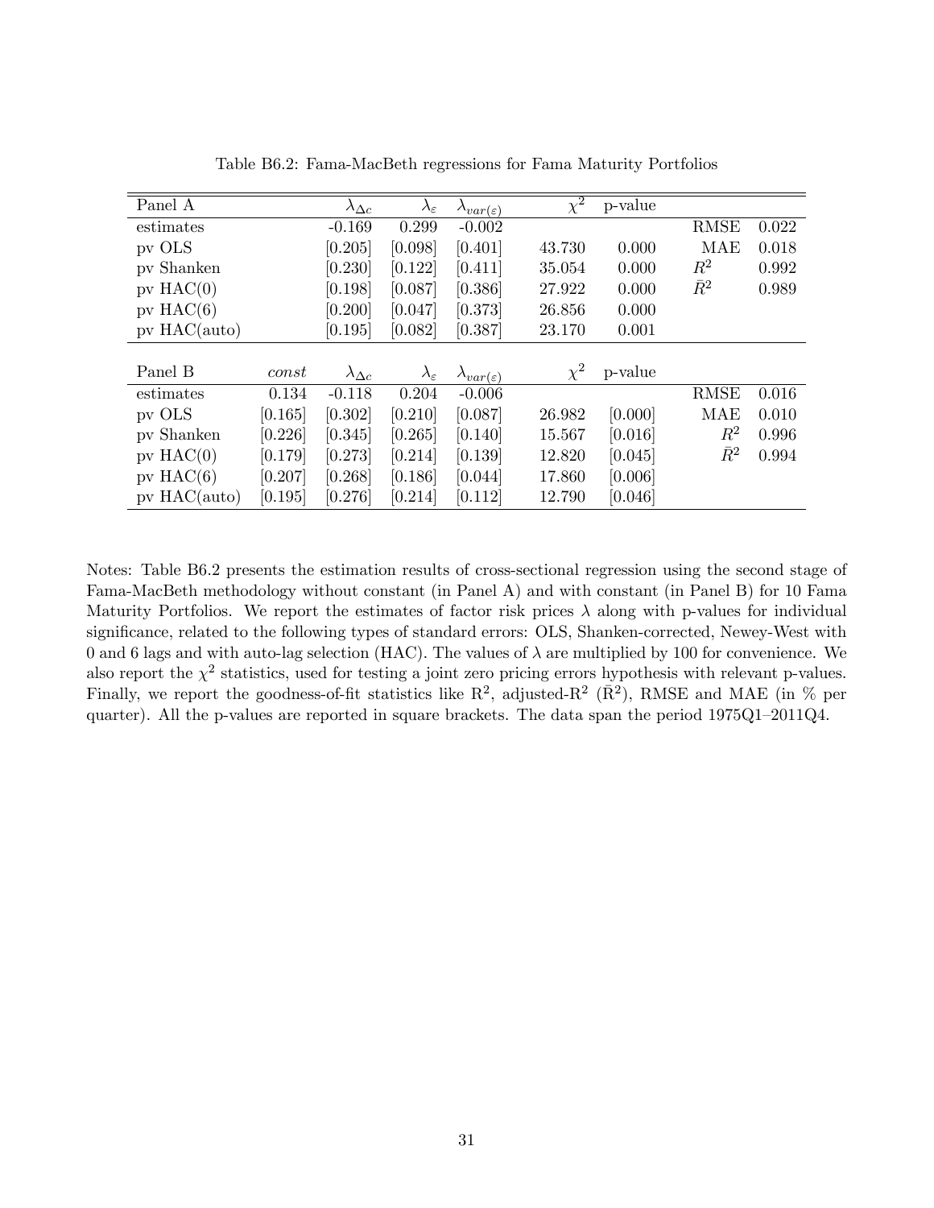Table B6.2: Fama-MacBeth regressions for Fama Maturity Portfolios

| Panel A | | $\lambda_{\Delta c}$ | $\lambda_{\varepsilon}$ | $\lambda_{var(\varepsilon)}$ | $\chi^2$ | p-value | | |
|---|---|---|---|---|---|---|---|---|
| estimates | | -0.169 | 0.299 | -0.002 | | | RMSE | 0.022 |
| pv OLS | | [0.205] | [0.098] | [0.401] | 43.730 | 0.000 | MAE | 0.018 |
| pv Shanken | | [0.230] | [0.122] | [0.411] | 35.054 | 0.000 | $R^2$ | 0.992 |
| pv HAC(0) | | [0.198] | [0.087] | [0.386] | 27.922 | 0.000 | $\bar{R}^2$ | 0.989 |
| pv HAC(6) | | [0.200] | [0.047] | [0.373] | 26.856 | 0.000 | | |
| pv HAC(auto) | | [0.195] | [0.082] | [0.387] | 23.170 | 0.001 | | |
| Panel B | *const* | $\lambda_{\Delta c}$ | $\lambda_{\varepsilon}$ | $\lambda_{var(\varepsilon)}$ | $\chi^2$ | p-value | | |
| estimates | 0.134 | -0.118 | 0.204 | -0.006 | | | RMSE | 0.016 |
| pv OLS | [0.165] | [0.302] | [0.210] | [0.087] | 26.982 | [0.000] | MAE | 0.010 |
| pv Shanken | [0.226] | [0.345] | [0.265] | [0.140] | 15.567 | [0.016] | $R^2$ | 0.996 |
| pv HAC(0) | [0.179] | [0.273] | [0.214] | [0.139] | 12.820 | [0.045] | $\bar{R}^2$ | 0.994 |
| pv HAC(6) | [0.207] | [0.268] | [0.186] | [0.044] | 17.860 | [0.006] | | |
| pv HAC(auto) | [0.195] | [0.276] | [0.214] | [0.112] | 12.790 | [0.046] | | |

Notes: Table B6.2 presents the estimation results of cross-sectional regression using the second stage of Fama-MacBeth methodology without constant (in Panel A) and with constant (in Panel B) for 10 Fama Maturity Portfolios. We report the estimates of factor risk prices $\lambda$ along with p-values for individual significance, related to the following types of standard errors: OLS, Shanken-corrected, Newey-West with 0 and 6 lags and with auto-lag selection (HAC). The values of $\lambda$ are multiplied by 100 for convenience. We also report the $\chi^2$ statistics, used for testing a joint zero pricing errors hypothesis with relevant p-values. Finally, we report the goodness-of-fit statistics like $R^2$, adjusted-$R^2$ ($\bar{R}^2$), RMSE and MAE (in % per quarter). All the p-values are reported in square brackets. The data span the period 1975Q1–2011Q4.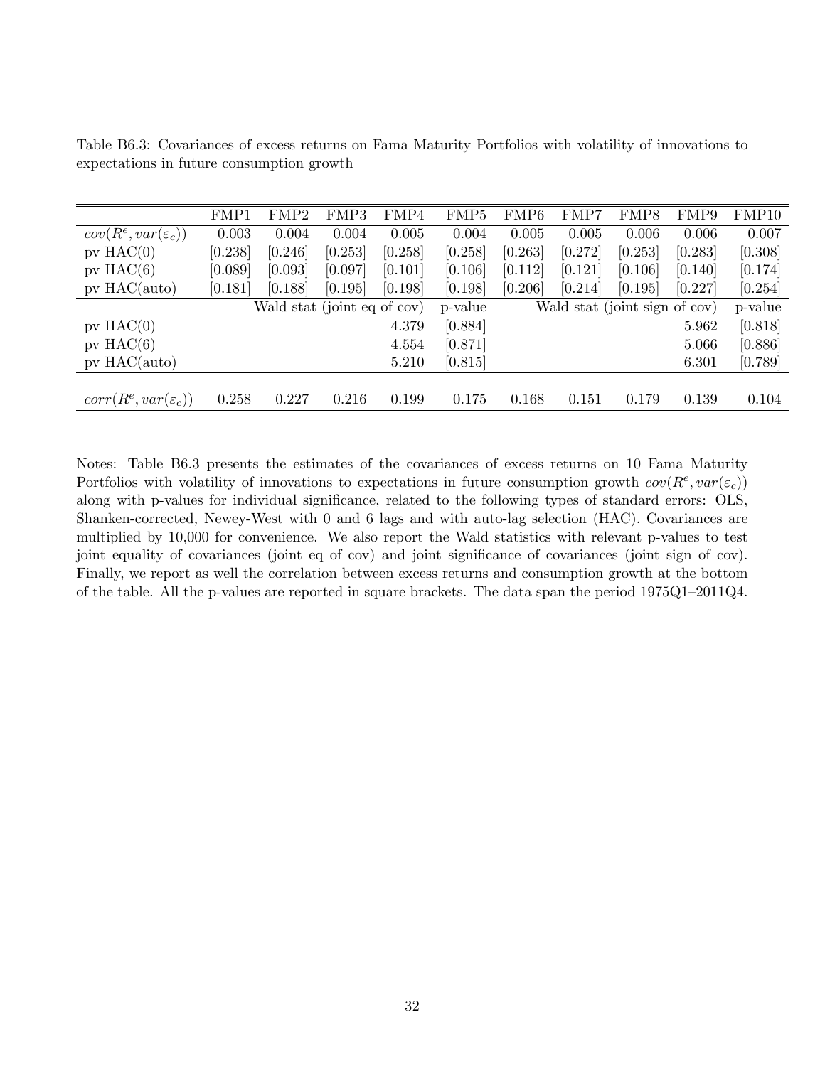Table B6.3: Covariances of excess returns on Fama Maturity Portfolios with volatility of innovations to expectations in future consumption growth

| | FMP1 | FMP2 | FMP3 | FMP4 | FMP5 | FMP6 | FMP7 | FMP8 | FMP9 | FMP10 |
|---|---|---|---|---|---|---|---|---|---|---|
| $cov(R^e, var(\varepsilon_c))$ | 0.003 | 0.004 | 0.004 | 0.005 | 0.004 | 0.005 | 0.005 | 0.006 | 0.006 | 0.007 |
| pv HAC(0) | [0.238] | [0.246] | [0.253] | [0.258] | [0.258] | [0.263] | [0.272] | [0.253] | [0.283] | [0.308] |
| pv HAC(6) | [0.089] | [0.093] | [0.097] | [0.101] | [0.106] | [0.112] | [0.121] | [0.106] | [0.140] | [0.174] |
| pv HAC(auto) | [0.181] | [0.188] | [0.195] | [0.198] | [0.198] | [0.206] | [0.214] | [0.195] | [0.227] | [0.254] |
| | Wald stat (joint eq of cov) | | | | p-value | Wald stat (joint sign of cov) | | | | p-value |
| pv HAC(0) | | | | 4.379 | [0.884] | | | | 5.962 | [0.818] |
| pv HAC(6) | | | | 4.554 | [0.871] | | | | 5.066 | [0.886] |
| pv HAC(auto) | | | | 5.210 | [0.815] | | | | 6.301 | [0.789] |
| $corr(R^e, var(\varepsilon_c))$ | 0.258 | 0.227 | 0.216 | 0.199 | 0.175 | 0.168 | 0.151 | 0.179 | 0.139 | 0.104 |

Notes: Table B6.3 presents the estimates of the covariances of excess returns on 10 Fama Maturity Portfolios with volatility of innovations to expectations in future consumption growth $cov(R^e, var(\varepsilon_c))$ along with p-values for individual significance, related to the following types of standard errors: OLS, Shanken-corrected, Newey-West with 0 and 6 lags and with auto-lag selection (HAC). Covariances are multiplied by 10,000 for convenience. We also report the Wald statistics with relevant p-values to test joint equality of covariances (joint eq of cov) and joint significance of covariances (joint sign of cov). Finally, we report as well the correlation between excess returns and consumption growth at the bottom of the table. All the p-values are reported in square brackets. The data span the period 1975Q1–2011Q4.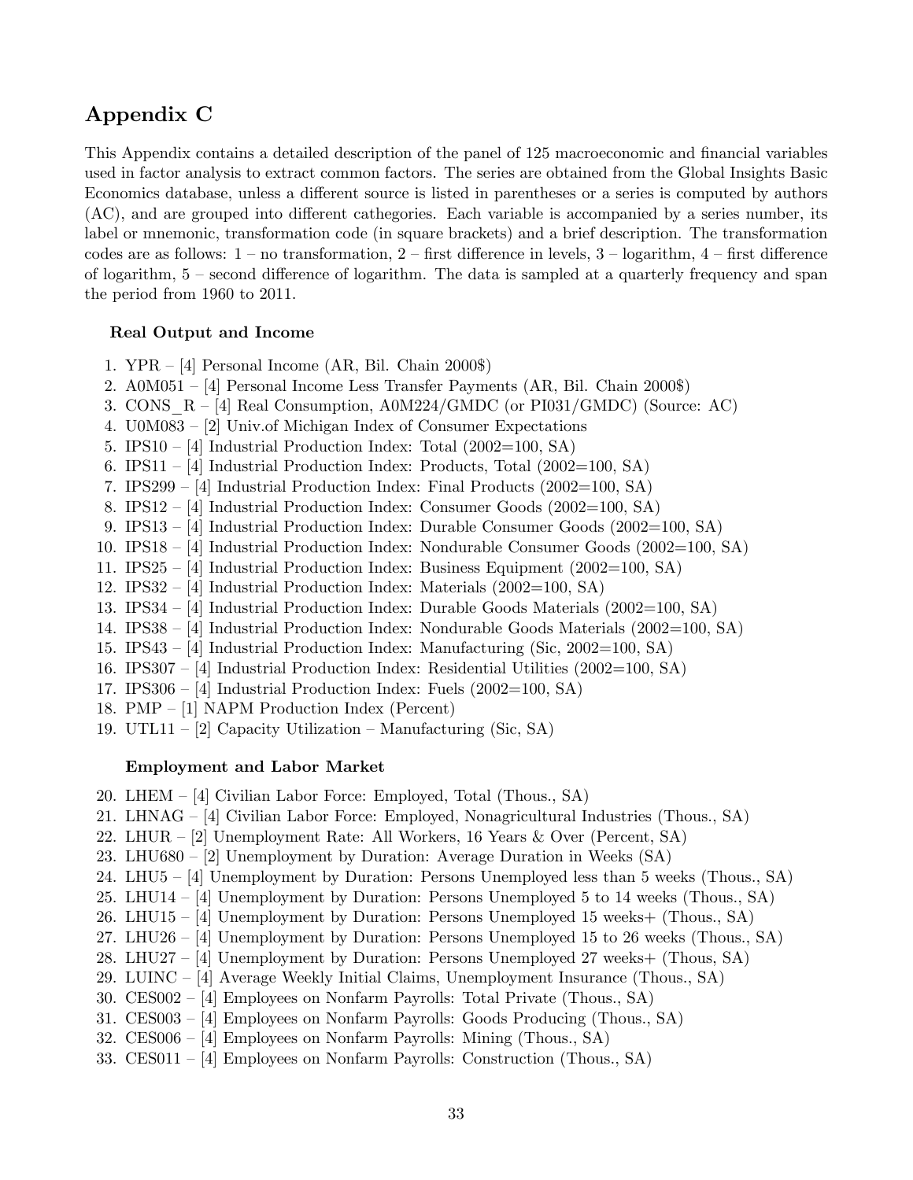## Appendix C

This Appendix contains a detailed description of the panel of 125 macroeconomic and financial variables used in factor analysis to extract common factors. The series are obtained from the Global Insights Basic Economics database, unless a different source is listed in parentheses or a series is computed by authors (AC), and are grouped into different cathegories. Each variable is accompanied by a series number, its label or mnemonic, transformation code (in square brackets) and a brief description. The transformation codes are as follows: 1 – no transformation, 2 – first difference in levels, 3 – logarithm, 4 – first difference of logarithm, 5 – second difference of logarithm. The data is sampled at a quarterly frequency and span the period from 1960 to 2011.

**Real Output and Income**

1. YPR – [4] Personal Income (AR, Bil. Chain 2000$)
2. A0M051 – [4] Personal Income Less Transfer Payments (AR, Bil. Chain 2000$)
3. CONS_R – [4] Real Consumption, A0M224/GMDC (or PI031/GMDC) (Source: AC)
4. U0M083 – [2] Univ.of Michigan Index of Consumer Expectations
5. IPS10 – [4] Industrial Production Index: Total (2002=100, SA)
6. IPS11 – [4] Industrial Production Index: Products, Total (2002=100, SA)
7. IPS299 – [4] Industrial Production Index: Final Products (2002=100, SA)
8. IPS12 – [4] Industrial Production Index: Consumer Goods (2002=100, SA)
9. IPS13 – [4] Industrial Production Index: Durable Consumer Goods (2002=100, SA)
10. IPS18 – [4] Industrial Production Index: Nondurable Consumer Goods (2002=100, SA)
11. IPS25 – [4] Industrial Production Index: Business Equipment (2002=100, SA)
12. IPS32 – [4] Industrial Production Index: Materials (2002=100, SA)
13. IPS34 – [4] Industrial Production Index: Durable Goods Materials (2002=100, SA)
14. IPS38 – [4] Industrial Production Index: Nondurable Goods Materials (2002=100, SA)
15. IPS43 – [4] Industrial Production Index: Manufacturing (Sic, 2002=100, SA)
16. IPS307 – [4] Industrial Production Index: Residential Utilities (2002=100, SA)
17. IPS306 – [4] Industrial Production Index: Fuels (2002=100, SA)
18. PMP – [1] NAPM Production Index (Percent)
19. UTL11 – [2] Capacity Utilization – Manufacturing (Sic, SA)

**Employment and Labor Market**

20. LHEM – [4] Civilian Labor Force: Employed, Total (Thous., SA)
21. LHNAG – [4] Civilian Labor Force: Employed, Nonagricultural Industries (Thous., SA)
22. LHUR – [2] Unemployment Rate: All Workers, 16 Years & Over (Percent, SA)
23. LHU680 – [2] Unemployment by Duration: Average Duration in Weeks (SA)
24. LHU5 – [4] Unemployment by Duration: Persons Unemployed less than 5 weeks (Thous., SA)
25. LHU14 – [4] Unemployment by Duration: Persons Unemployed 5 to 14 weeks (Thous., SA)
26. LHU15 – [4] Unemployment by Duration: Persons Unemployed 15 weeks+ (Thous., SA)
27. LHU26 – [4] Unemployment by Duration: Persons Unemployed 15 to 26 weeks (Thous., SA)
28. LHU27 – [4] Unemployment by Duration: Persons Unemployed 27 weeks+ (Thous, SA)
29. LUINC – [4] Average Weekly Initial Claims, Unemployment Insurance (Thous., SA)
30. CES002 – [4] Employees on Nonfarm Payrolls: Total Private (Thous., SA)
31. CES003 – [4] Employees on Nonfarm Payrolls: Goods Producing (Thous., SA)
32. CES006 – [4] Employees on Nonfarm Payrolls: Mining (Thous., SA)
33. CES011 – [4] Employees on Nonfarm Payrolls: Construction (Thous., SA)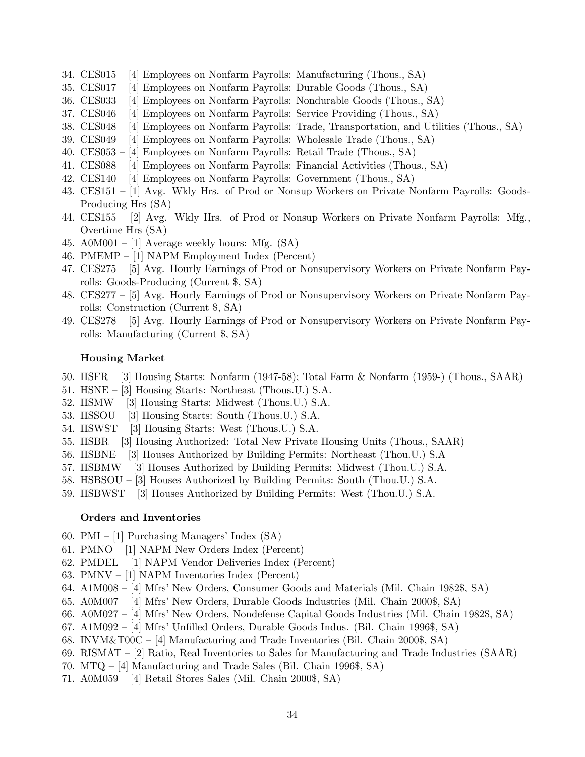34. CES015 – [4] Employees on Nonfarm Payrolls: Manufacturing (Thous., SA)
35. CES017 – [4] Employees on Nonfarm Payrolls: Durable Goods (Thous., SA)
36. CES033 – [4] Employees on Nonfarm Payrolls: Nondurable Goods (Thous., SA)
37. CES046 – [4] Employees on Nonfarm Payrolls: Service Providing (Thous., SA)
38. CES048 – [4] Employees on Nonfarm Payrolls: Trade, Transportation, and Utilities (Thous., SA)
39. CES049 – [4] Employees on Nonfarm Payrolls: Wholesale Trade (Thous., SA)
40. CES053 – [4] Employees on Nonfarm Payrolls: Retail Trade (Thous., SA)
41. CES088 – [4] Employees on Nonfarm Payrolls: Financial Activities (Thous., SA)
42. CES140 – [4] Employees on Nonfarm Payrolls: Government (Thous., SA)
43. CES151 – [1] Avg. Wkly Hrs. of Prod or Nonsup Workers on Private Nonfarm Payrolls: Goods-Producing Hrs (SA)
44. CES155 – [2] Avg. Wkly Hrs. of Prod or Nonsup Workers on Private Nonfarm Payrolls: Mfg., Overtime Hrs (SA)
45. A0M001 – [1] Average weekly hours: Mfg. (SA)
46. PMEMP – [1] NAPM Employment Index (Percent)
47. CES275 – [5] Avg. Hourly Earnings of Prod or Nonsupervisory Workers on Private Nonfarm Payrolls: Goods-Producing (Current $, SA)
48. CES277 – [5] Avg. Hourly Earnings of Prod or Nonsupervisory Workers on Private Nonfarm Payrolls: Construction (Current $, SA)
49. CES278 – [5] Avg. Hourly Earnings of Prod or Nonsupervisory Workers on Private Nonfarm Payrolls: Manufacturing (Current $, SA)

**Housing Market**

50. HSFR – [3] Housing Starts: Nonfarm (1947-58); Total Farm & Nonfarm (1959-) (Thous., SAAR)
51. HSNE – [3] Housing Starts: Northeast (Thous.U.) S.A.
52. HSMW – [3] Housing Starts: Midwest (Thous.U.) S.A.
53. HSSOU – [3] Housing Starts: South (Thous.U.) S.A.
54. HSWST – [3] Housing Starts: West (Thous.U.) S.A.
55. HSBR – [3] Housing Authorized: Total New Private Housing Units (Thous., SAAR)
56. HSBNE – [3] Houses Authorized by Building Permits: Northeast (Thou.U.) S.A
57. HSBMW – [3] Houses Authorized by Building Permits: Midwest (Thou.U.) S.A.
58. HSBSOU – [3] Houses Authorized by Building Permits: South (Thou.U.) S.A.
59. HSBWST – [3] Houses Authorized by Building Permits: West (Thou.U.) S.A.

**Orders and Inventories**

60. PMI – [1] Purchasing Managers' Index (SA)
61. PMNO – [1] NAPM New Orders Index (Percent)
62. PMDEL – [1] NAPM Vendor Deliveries Index (Percent)
63. PMNV – [1] NAPM Inventories Index (Percent)
64. A1M008 – [4] Mfrs' New Orders, Consumer Goods and Materials (Mil. Chain 1982$, SA)
65. A0M007 – [4] Mfrs' New Orders, Durable Goods Industries (Mil. Chain 2000$, SA)
66. A0M027 – [4] Mfrs' New Orders, Nondefense Capital Goods Industries (Mil. Chain 1982$, SA)
67. A1M092 – [4] Mfrs' Unfilled Orders, Durable Goods Indus. (Bil. Chain 1996$, SA)
68. INVM&T00C – [4] Manufacturing and Trade Inventories (Bil. Chain 2000$, SA)
69. RISMAT – [2] Ratio, Real Inventories to Sales for Manufacturing and Trade Industries (SAAR)
70. MTQ – [4] Manufacturing and Trade Sales (Bil. Chain 1996$, SA)
71. A0M059 – [4] Retail Stores Sales (Mil. Chain 2000$, SA)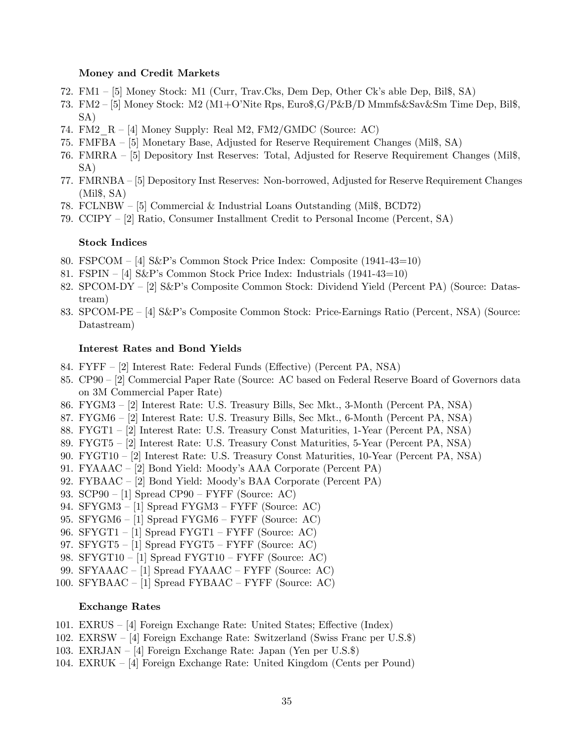**Money and Credit Markets**

72. FM1 – [5] Money Stock: M1 (Curr, Trav.Cks, Dem Dep, Other Ck's able Dep, Bil$, SA)
73. FM2 – [5] Money Stock: M2 (M1+O'Nite Rps, Euro$,G/P&B/D Mmmfs&Sav&Sm Time Dep, Bil$, SA)
74. FM2_R – [4] Money Supply: Real M2, FM2/GMDC (Source: AC)
75. FMFBA – [5] Monetary Base, Adjusted for Reserve Requirement Changes (Mil$, SA)
76. FMRRA – [5] Depository Inst Reserves: Total, Adjusted for Reserve Requirement Changes (Mil$, SA)
77. FMRNBA – [5] Depository Inst Reserves: Non-borrowed, Adjusted for Reserve Requirement Changes (Mil$, SA)
78. FCLNBW – [5] Commercial & Industrial Loans Outstanding (Mil$, BCD72)
79. CCIPY – [2] Ratio, Consumer Installment Credit to Personal Income (Percent, SA)

**Stock Indices**

80. FSPCOM – [4] S&P's Common Stock Price Index: Composite (1941-43=10)
81. FSPIN – [4] S&P's Common Stock Price Index: Industrials (1941-43=10)
82. SPCOM-DY – [2] S&P's Composite Common Stock: Dividend Yield (Percent PA) (Source: Datastream)
83. SPCOM-PE – [4] S&P's Composite Common Stock: Price-Earnings Ratio (Percent, NSA) (Source: Datastream)

**Interest Rates and Bond Yields**

84. FYFF – [2] Interest Rate: Federal Funds (Effective) (Percent PA, NSA)
85. CP90 – [2] Commercial Paper Rate (Source: AC based on Federal Reserve Board of Governors data on 3M Commercial Paper Rate)
86. FYGM3 – [2] Interest Rate: U.S. Treasury Bills, Sec Mkt., 3-Month (Percent PA, NSA)
87. FYGM6 – [2] Interest Rate: U.S. Treasury Bills, Sec Mkt., 6-Month (Percent PA, NSA)
88. FYGT1 – [2] Interest Rate: U.S. Treasury Const Maturities, 1-Year (Percent PA, NSA)
89. FYGT5 – [2] Interest Rate: U.S. Treasury Const Maturities, 5-Year (Percent PA, NSA)
90. FYGT10 – [2] Interest Rate: U.S. Treasury Const Maturities, 10-Year (Percent PA, NSA)
91. FYAAAC – [2] Bond Yield: Moody's AAA Corporate (Percent PA)
92. FYBAAC – [2] Bond Yield: Moody's BAA Corporate (Percent PA)
93. SCP90 – [1] Spread CP90 – FYFF (Source: AC)
94. SFYGM3 – [1] Spread FYGM3 – FYFF (Source: AC)
95. SFYGM6 – [1] Spread FYGM6 – FYFF (Source: AC)
96. SFYGT1 – [1] Spread FYGT1 – FYFF (Source: AC)
97. SFYGT5 – [1] Spread FYGT5 – FYFF (Source: AC)
98. SFYGT10 – [1] Spread FYGT10 – FYFF (Source: AC)
99. SFYAAAC – [1] Spread FYAAAC – FYFF (Source: AC)
100. SFYBAAC – [1] Spread FYBAAC – FYFF (Source: AC)

**Exchange Rates**

101. EXRUS – [4] Foreign Exchange Rate: United States; Effective (Index)
102. EXRSW – [4] Foreign Exchange Rate: Switzerland (Swiss Franc per U.S.$)
103. EXRJAN – [4] Foreign Exchange Rate: Japan (Yen per U.S.$)
104. EXRUK – [4] Foreign Exchange Rate: United Kingdom (Cents per Pound)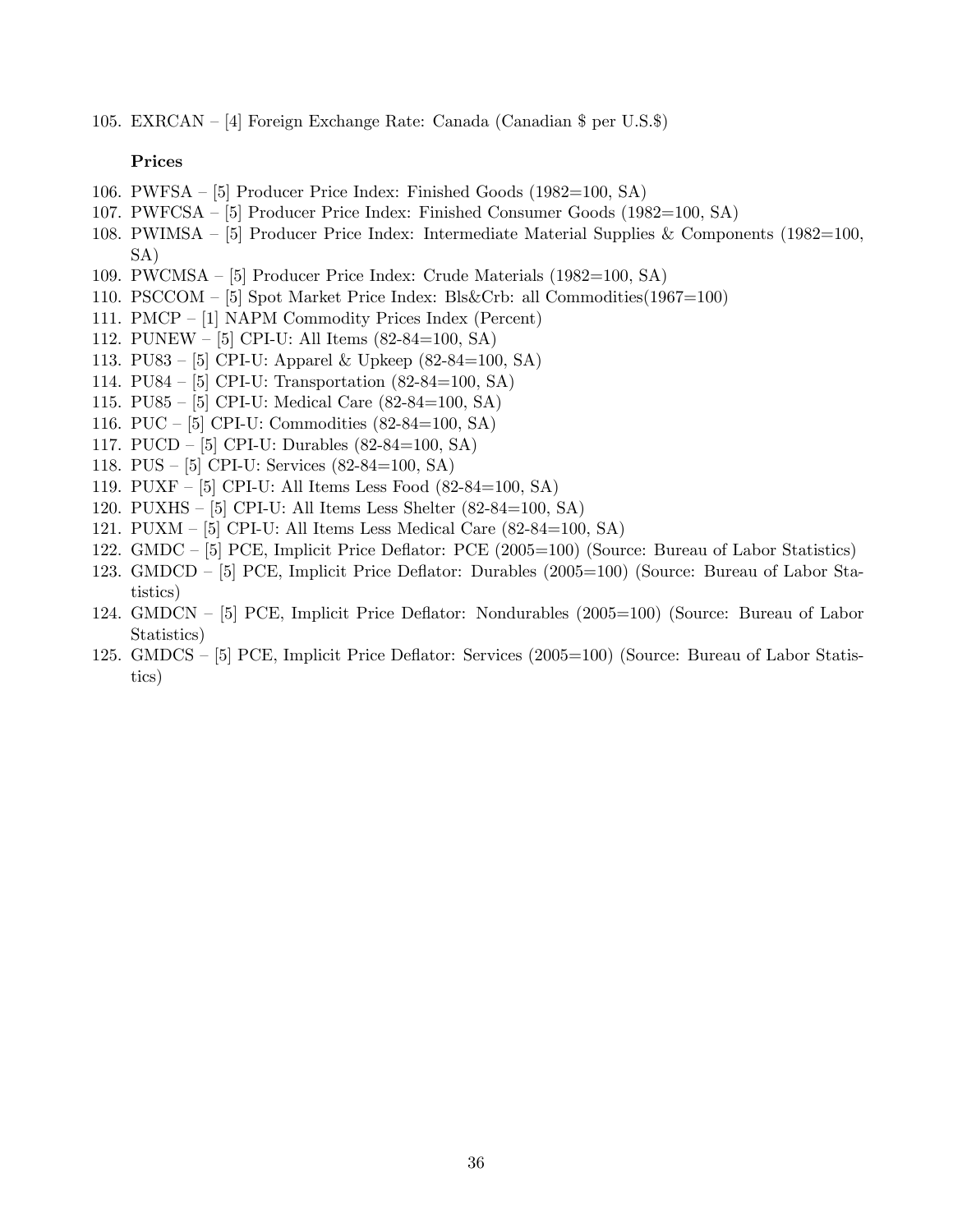105. EXRCAN – [4] Foreign Exchange Rate: Canada (Canadian $ per U.S.$)

**Prices**

106. PWFSA – [5] Producer Price Index: Finished Goods (1982=100, SA)
107. PWFCSA – [5] Producer Price Index: Finished Consumer Goods (1982=100, SA)
108. PWIMSA – [5] Producer Price Index: Intermediate Material Supplies & Components (1982=100, SA)
109. PWCMSA – [5] Producer Price Index: Crude Materials (1982=100, SA)
110. PSCCOM – [5] Spot Market Price Index: Bls&Crb: all Commodities(1967=100)
111. PMCP – [1] NAPM Commodity Prices Index (Percent)
112. PUNEW – [5] CPI-U: All Items (82-84=100, SA)
113. PU83 – [5] CPI-U: Apparel & Upkeep (82-84=100, SA)
114. PU84 – [5] CPI-U: Transportation (82-84=100, SA)
115. PU85 – [5] CPI-U: Medical Care (82-84=100, SA)
116. PUC – [5] CPI-U: Commodities (82-84=100, SA)
117. PUCD – [5] CPI-U: Durables (82-84=100, SA)
118. PUS – [5] CPI-U: Services (82-84=100, SA)
119. PUXF – [5] CPI-U: All Items Less Food (82-84=100, SA)
120. PUXHS – [5] CPI-U: All Items Less Shelter (82-84=100, SA)
121. PUXM – [5] CPI-U: All Items Less Medical Care (82-84=100, SA)
122. GMDC – [5] PCE, Implicit Price Deflator: PCE (2005=100) (Source: Bureau of Labor Statistics)
123. GMDCD – [5] PCE, Implicit Price Deflator: Durables (2005=100) (Source: Bureau of Labor Statistics)
124. GMDCN – [5] PCE, Implicit Price Deflator: Nondurables (2005=100) (Source: Bureau of Labor Statistics)
125. GMDCS – [5] PCE, Implicit Price Deflator: Services (2005=100) (Source: Bureau of Labor Statistics)